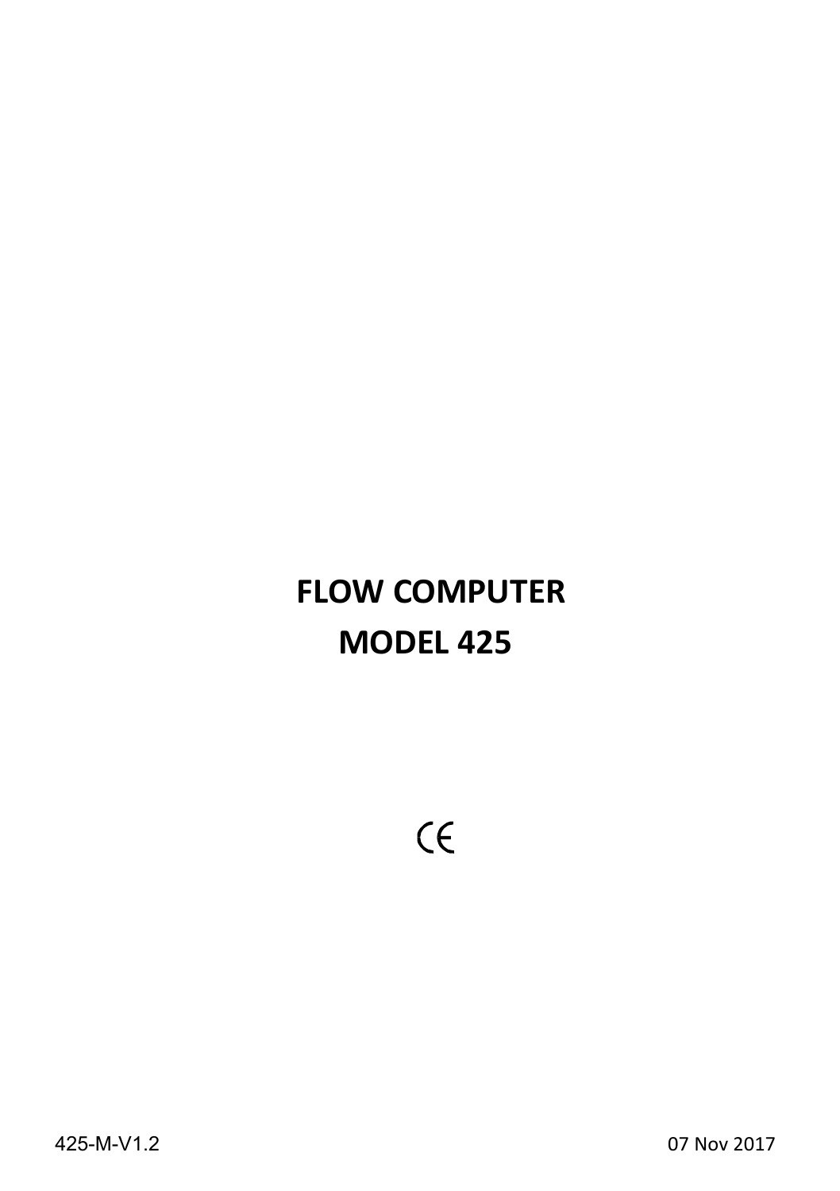# FLOW COMPUTER
# MODEL 425

CE

425-M-V1.2

07 Nov 2017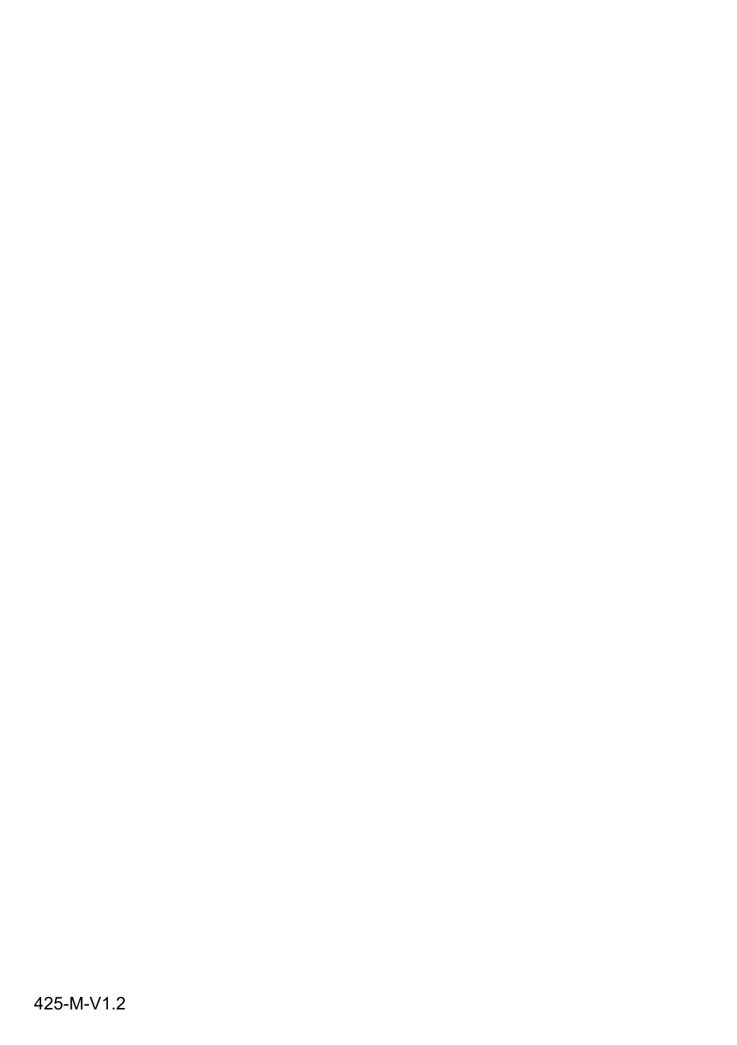425-M-V1.2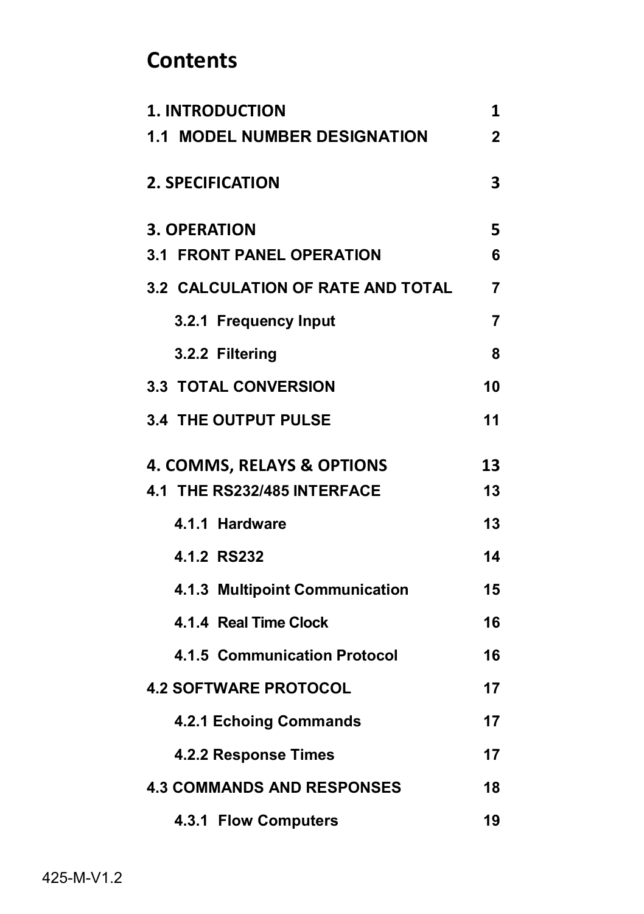# Contents

| | |
|---|---|
| **1. INTRODUCTION** | **1** |
| **1.1 MODEL NUMBER DESIGNATION** | **2** |
| **2. SPECIFICATION** | **3** |
| **3. OPERATION** | **5** |
| **3.1 FRONT PANEL OPERATION** | **6** |
| **3.2 CALCULATION OF RATE AND TOTAL** | **7** |
| **3.2.1 Frequency Input** | **7** |
| **3.2.2 Filtering** | **8** |
| **3.3 TOTAL CONVERSION** | **10** |
| **3.4 THE OUTPUT PULSE** | **11** |
| **4. COMMS, RELAYS & OPTIONS** | **13** |
| **4.1 THE RS232/485 INTERFACE** | **13** |
| **4.1.1 Hardware** | **13** |
| **4.1.2 RS232** | **14** |
| **4.1.3 Multipoint Communication** | **15** |
| **4.1.4 Real Time Clock** | **16** |
| **4.1.5 Communication Protocol** | **16** |
| **4.2 SOFTWARE PROTOCOL** | **17** |
| **4.2.1 Echoing Commands** | **17** |
| **4.2.2 Response Times** | **17** |
| **4.3 COMMANDS AND RESPONSES** | **18** |
| **4.3.1 Flow Computers** | **19** |

425-M-V1.2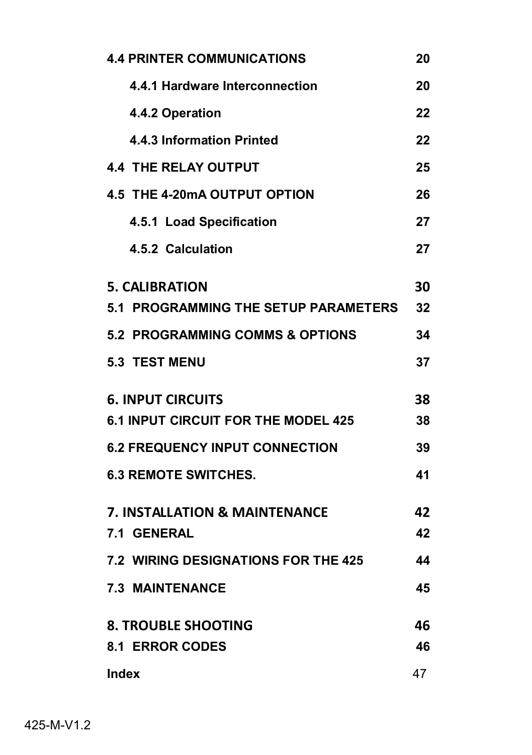| | |
|---|---|
| **4.4 PRINTER COMMUNICATIONS** | **20** |
| **4.4.1 Hardware Interconnection** | **20** |
| **4.4.2 Operation** | **22** |
| **4.4.3 Information Printed** | **22** |
| **4.4 THE RELAY OUTPUT** | **25** |
| **4.5 THE 4-20mA OUTPUT OPTION** | **26** |
| **4.5.1 Load Specification** | **27** |
| **4.5.2 Calculation** | **27** |
| **5. CALIBRATION** | **30** |
| **5.1 PROGRAMMING THE SETUP PARAMETERS** | **32** |
| **5.2 PROGRAMMING COMMS & OPTIONS** | **34** |
| **5.3 TEST MENU** | **37** |
| **6. INPUT CIRCUITS** | **38** |
| **6.1 INPUT CIRCUIT FOR THE MODEL 425** | **38** |
| **6.2 FREQUENCY INPUT CONNECTION** | **39** |
| **6.3 REMOTE SWITCHES.** | **41** |
| **7. INSTALLATION & MAINTENANCE** | **42** |
| **7.1 GENERAL** | **42** |
| **7.2 WIRING DESIGNATIONS FOR THE 425** | **44** |
| **7.3 MAINTENANCE** | **45** |
| **8. TROUBLE SHOOTING** | **46** |
| **8.1 ERROR CODES** | **46** |
| **Index** | 47 |

425-M-V1.2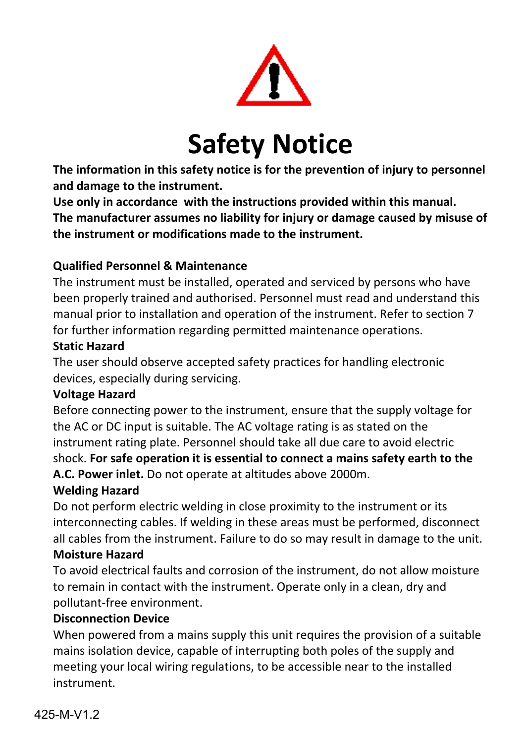# Safety Notice

**The information in this safety notice is for the prevention of injury to personnel and damage to the instrument.**
**Use only in accordance with the instructions provided within this manual.**
**The manufacturer assumes no liability for injury or damage caused by misuse of the instrument or modifications made to the instrument.**

### Qualified Personnel & Maintenance

The instrument must be installed, operated and serviced by persons who have been properly trained and authorised. Personnel must read and understand this manual prior to installation and operation of the instrument. Refer to section 7 for further information regarding permitted maintenance operations.

### Static Hazard

The user should observe accepted safety practices for handling electronic devices, especially during servicing.

### Voltage Hazard

Before connecting power to the instrument, ensure that the supply voltage for the AC or DC input is suitable. The AC voltage rating is as stated on the instrument rating plate. Personnel should take all due care to avoid electric shock. **For safe operation it is essential to connect a mains safety earth to the A.C. Power inlet.** Do not operate at altitudes above 2000m.

### Welding Hazard

Do not perform electric welding in close proximity to the instrument or its interconnecting cables. If welding in these areas must be performed, disconnect all cables from the instrument. Failure to do so may result in damage to the unit.

### Moisture Hazard

To avoid electrical faults and corrosion of the instrument, do not allow moisture to remain in contact with the instrument. Operate only in a clean, dry and pollutant-free environment.

### Disconnection Device

When powered from a mains supply this unit requires the provision of a suitable mains isolation device, capable of interrupting both poles of the supply and meeting your local wiring regulations, to be accessible near to the installed instrument.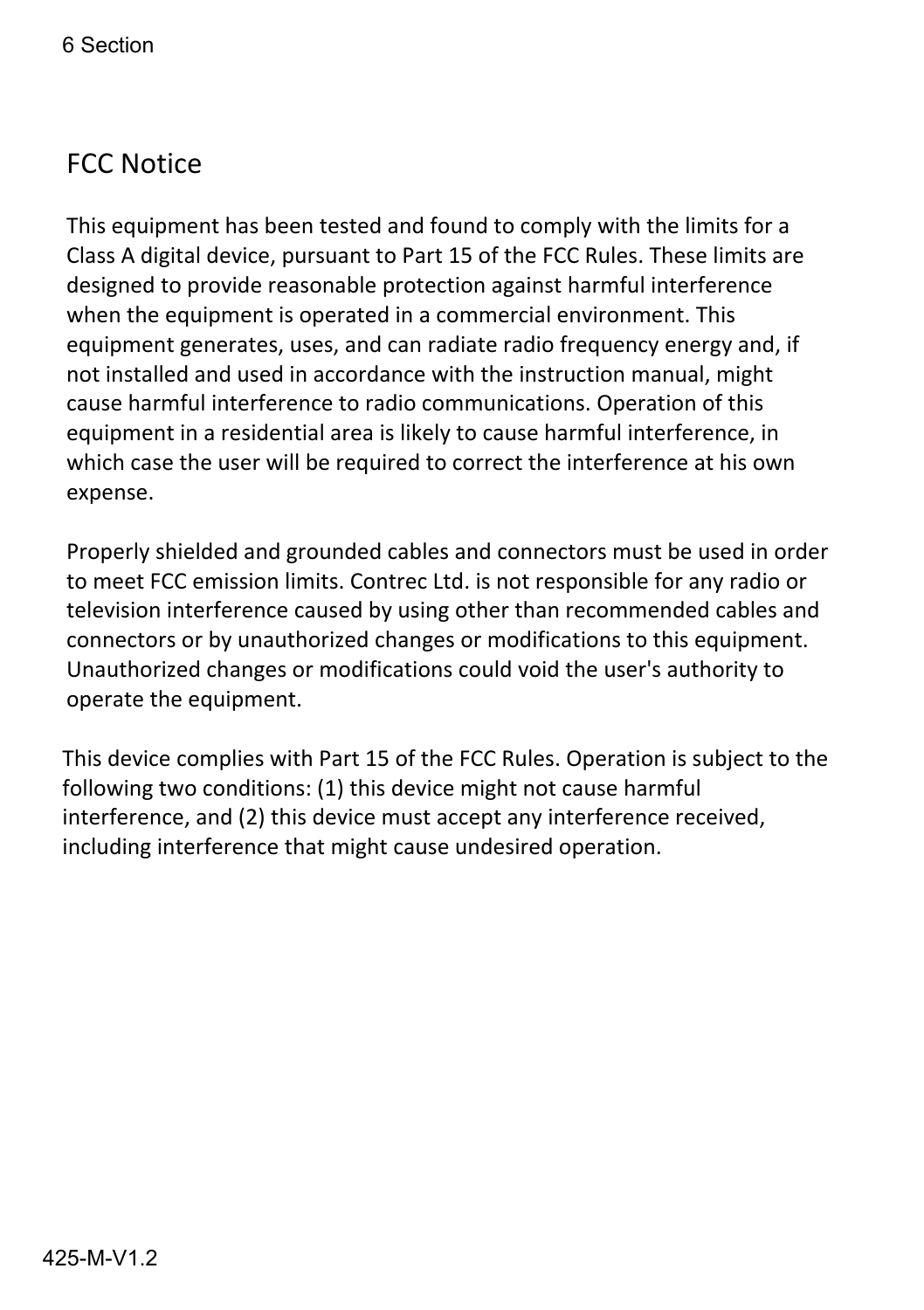## FCC Notice

This equipment has been tested and found to comply with the limits for a Class A digital device, pursuant to Part 15 of the FCC Rules. These limits are designed to provide reasonable protection against harmful interference when the equipment is operated in a commercial environment. This equipment generates, uses, and can radiate radio frequency energy and, if not installed and used in accordance with the instruction manual, might cause harmful interference to radio communications. Operation of this equipment in a residential area is likely to cause harmful interference, in which case the user will be required to correct the interference at his own expense.

Properly shielded and grounded cables and connectors must be used in order to meet FCC emission limits. Contrec Ltd. is not responsible for any radio or television interference caused by using other than recommended cables and connectors or by unauthorized changes or modifications to this equipment. Unauthorized changes or modifications could void the user's authority to operate the equipment.

This device complies with Part 15 of the FCC Rules. Operation is subject to the following two conditions: (1) this device might not cause harmful interference, and (2) this device must accept any interference received, including interference that might cause undesired operation.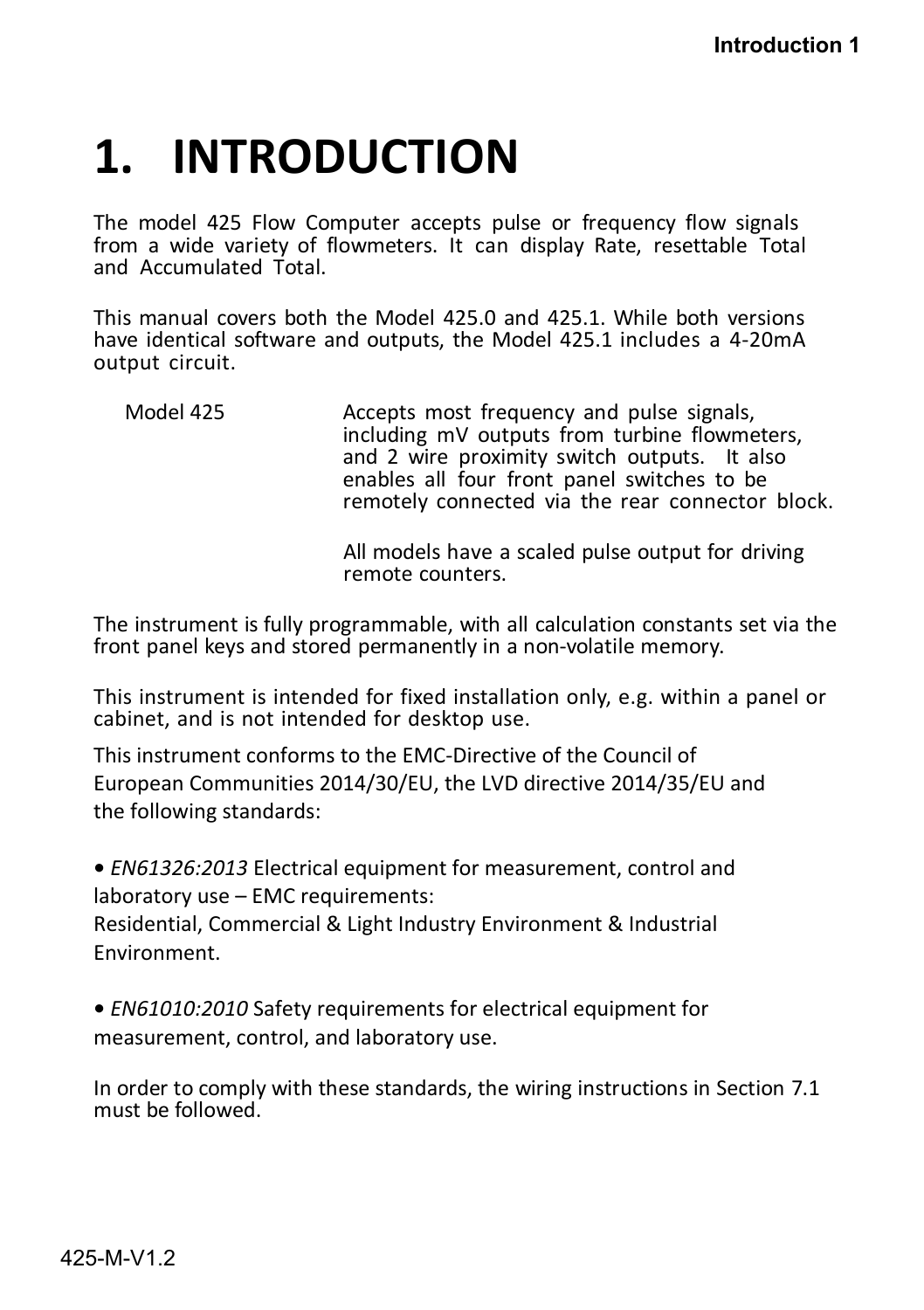# 1. INTRODUCTION

The model 425 Flow Computer accepts pulse or frequency flow signals from a wide variety of flowmeters. It can display Rate, resettable Total and Accumulated Total.

This manual covers both the Model 425.0 and 425.1. While both versions have identical software and outputs, the Model 425.1 includes a 4-20mA output circuit.

| | |
|---|---|
| Model 425 | Accepts most frequency and pulse signals, including mV outputs from turbine flowmeters, and 2 wire proximity switch outputs. It also enables all four front panel switches to be remotely connected via the rear connector block. |
| | All models have a scaled pulse output for driving remote counters. |

The instrument is fully programmable, with all calculation constants set via the front panel keys and stored permanently in a non-volatile memory.

This instrument is intended for fixed installation only, e.g. within a panel or cabinet, and is not intended for desktop use.

This instrument conforms to the EMC-Directive of the Council of European Communities 2014/30/EU, the LVD directive 2014/35/EU and the following standards:

- *EN61326:2013* Electrical equipment for measurement, control and laboratory use – EMC requirements:
  Residential, Commercial & Light Industry Environment & Industrial Environment.

- *EN61010:2010* Safety requirements for electrical equipment for measurement, control, and laboratory use.

In order to comply with these standards, the wiring instructions in Section 7.1 must be followed.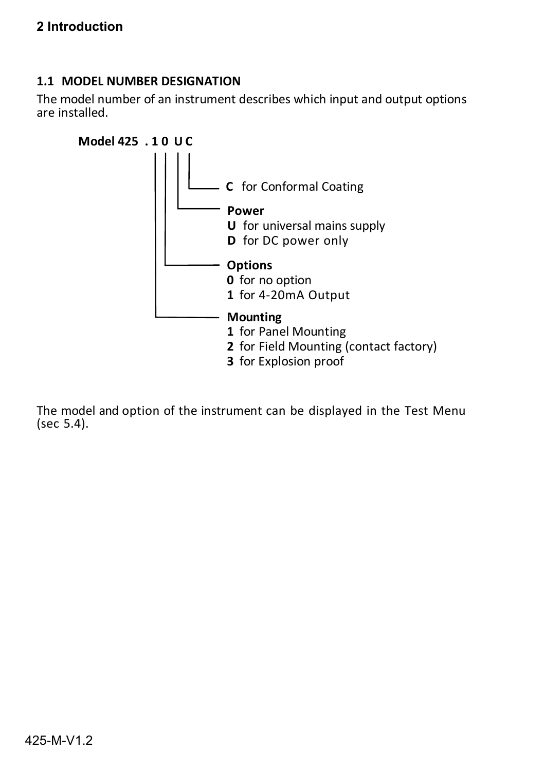## 1.1 MODEL NUMBER DESIGNATION

The model number of an instrument describes which input and output options are installed.

**Model 425 . 1 0 U C**

- **C** for Conformal Coating
- **Power**
  - **U** for universal mains supply
  - **D** for DC power only
- **Options**
  - **0** for no option
  - **1** for 4-20mA Output
- **Mounting**
  - **1** for Panel Mounting
  - **2** for Field Mounting (contact factory)
  - **3** for Explosion proof

The model and option of the instrument can be displayed in the Test Menu (sec 5.4).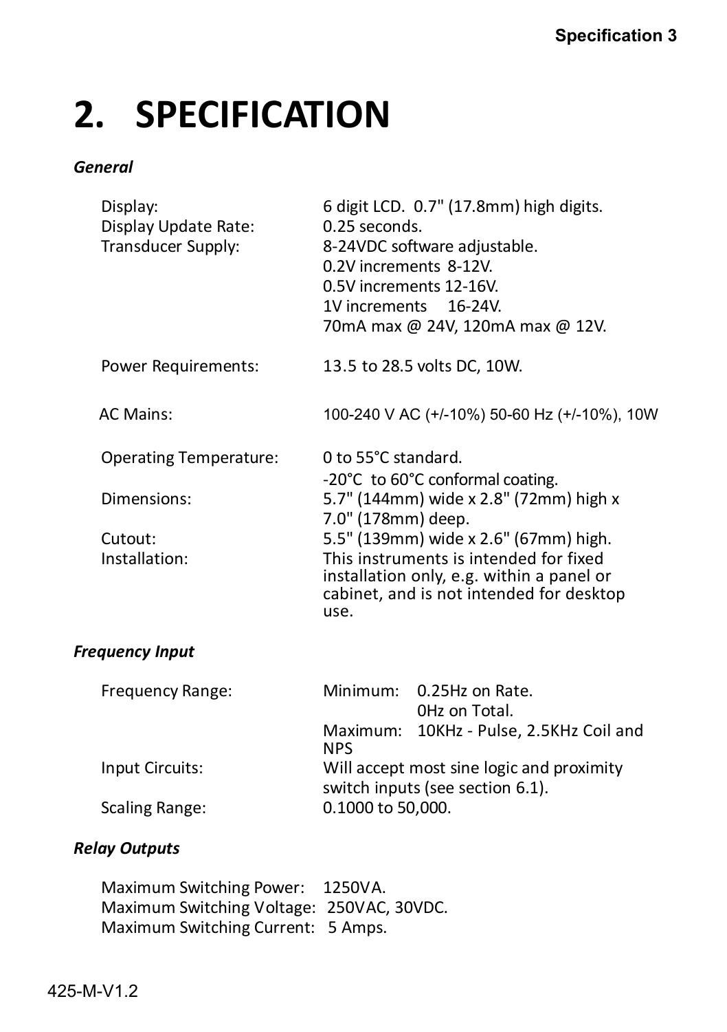# 2. SPECIFICATION

***General***

| | |
|---|---|
| Display: | 6 digit LCD. 0.7" (17.8mm) high digits. |
| Display Update Rate: | 0.25 seconds. |
| Transducer Supply: | 8-24VDC software adjustable.<br>0.2V increments 8-12V.<br>0.5V increments 12-16V.<br>1V increments 16-24V.<br>70mA max @ 24V, 120mA max @ 12V. |
| Power Requirements: | 13.5 to 28.5 volts DC, 10W. |
| AC Mains: | 100-240 V AC (+/-10%) 50-60 Hz (+/-10%), 10W |
| Operating Temperature: | 0 to 55°C standard.<br>-20°C to 60°C conformal coating. |
| Dimensions: | 5.7" (144mm) wide x 2.8" (72mm) high x 7.0" (178mm) deep. |
| Cutout: | 5.5" (139mm) wide x 2.6" (67mm) high. |
| Installation: | This instruments is intended for fixed installation only, e.g. within a panel or cabinet, and is not intended for desktop use. |

***Frequency Input***

| | |
|---|---|
| Frequency Range: | Minimum: 0.25Hz on Rate.<br>0Hz on Total.<br>Maximum: 10KHz - Pulse, 2.5KHz Coil and NPS |
| Input Circuits: | Will accept most sine logic and proximity switch inputs (see section 6.1). |
| Scaling Range: | 0.1000 to 50,000. |

***Relay Outputs***

| | |
|---|---|
| Maximum Switching Power: | 1250VA. |
| Maximum Switching Voltage: | 250VAC, 30VDC. |
| Maximum Switching Current: | 5 Amps. |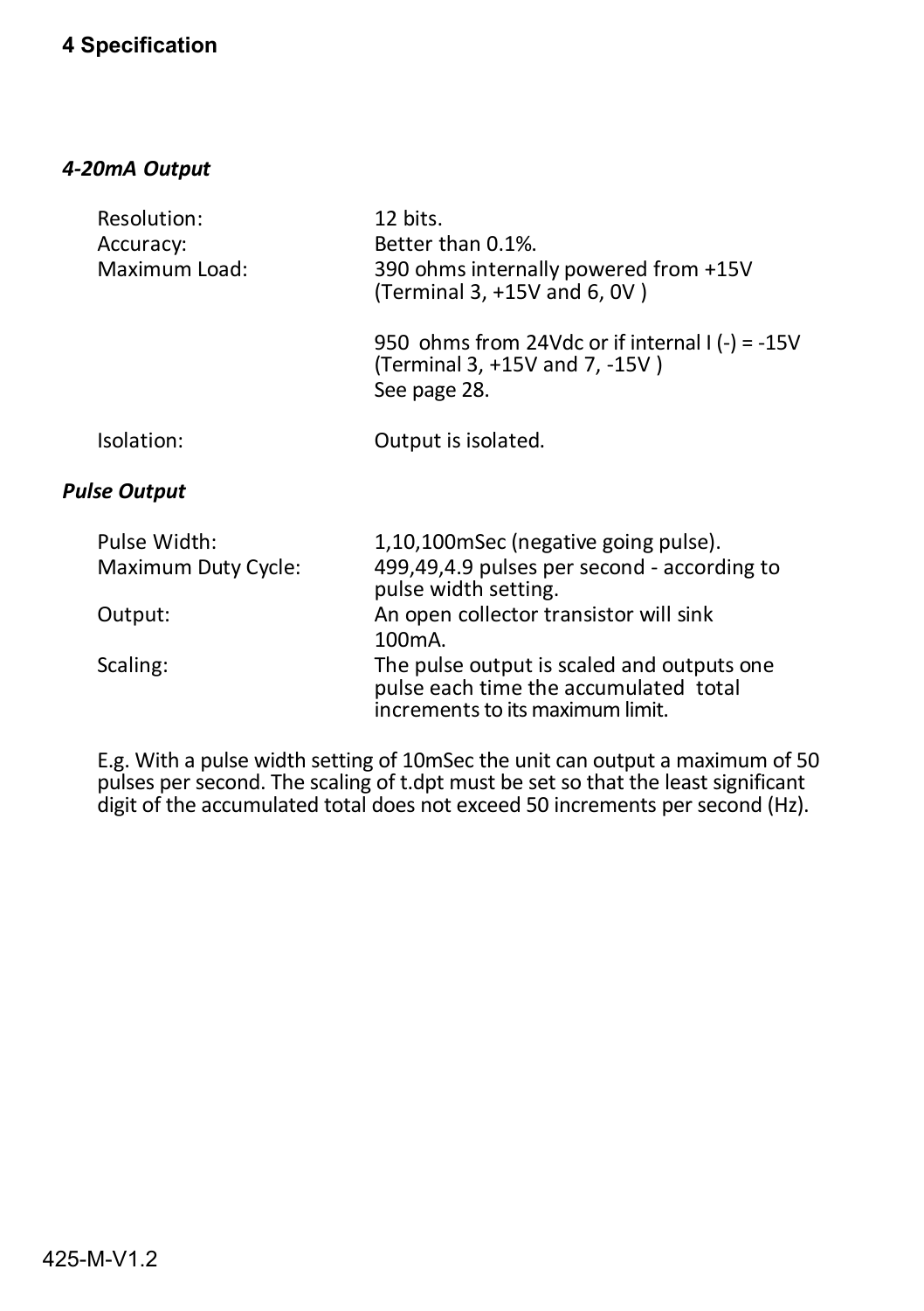# 4 Specification

### *4-20mA Output*

| | |
|---|---|
| Resolution: | 12 bits. |
| Accuracy: | Better than 0.1%. |
| Maximum Load: | 390 ohms internally powered from +15V (Terminal 3, +15V and 6, 0V ) |
| | 950 ohms from 24Vdc or if internal I (-) = -15V (Terminal 3, +15V and 7, -15V ) See page 28. |
| Isolation: | Output is isolated. |

### *Pulse Output*

| | |
|---|---|
| Pulse Width: | 1,10,100mSec (negative going pulse). |
| Maximum Duty Cycle: | 499,49,4.9 pulses per second - according to pulse width setting. |
| Output: | An open collector transistor will sink 100mA. |
| Scaling: | The pulse output is scaled and outputs one pulse each time the accumulated total increments to its maximum limit. |

E.g. With a pulse width setting of 10mSec the unit can output a maximum of 50 pulses per second. The scaling of t.dpt must be set so that the least significant digit of the accumulated total does not exceed 50 increments per second (Hz).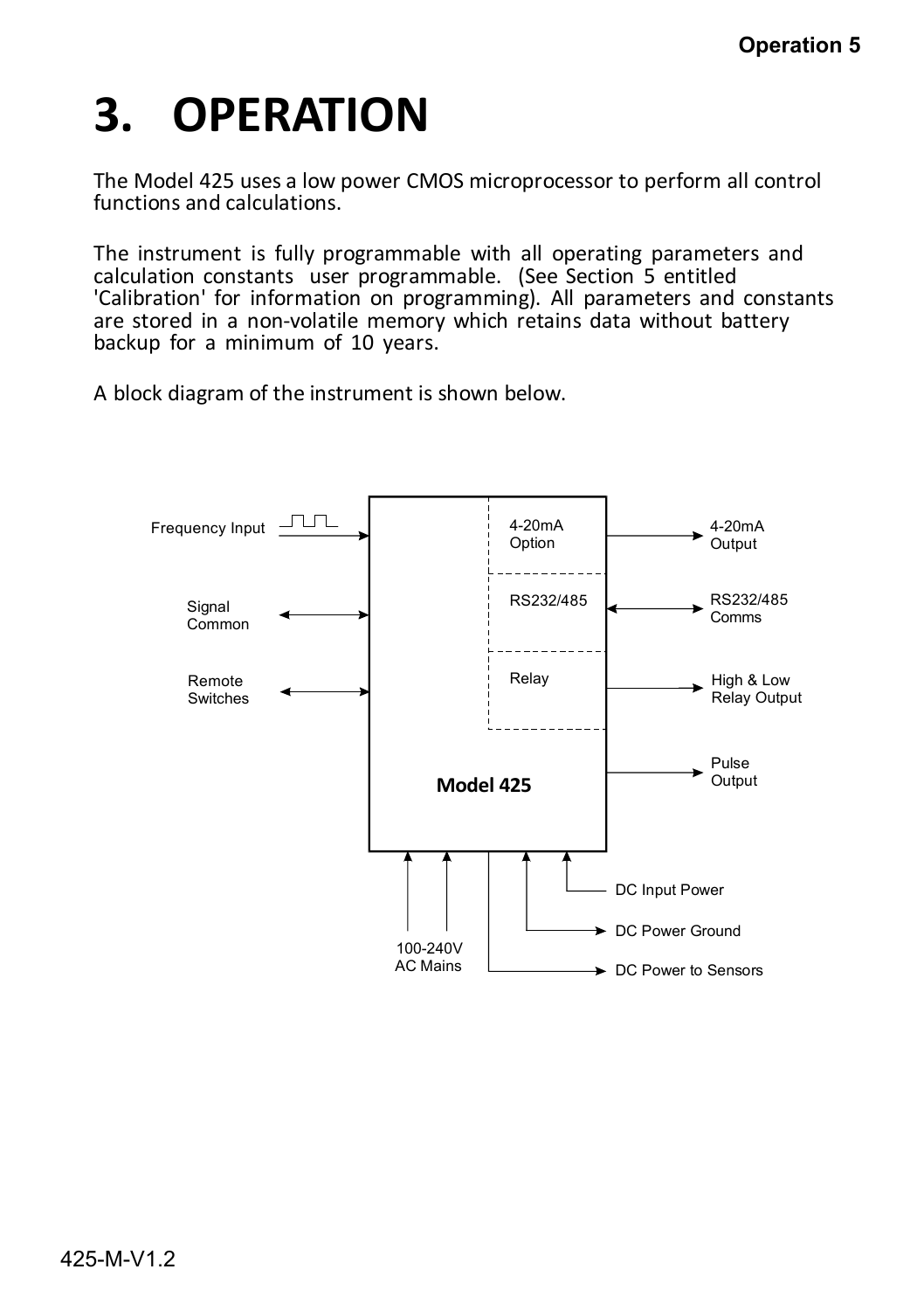# 3. OPERATION

The Model 425 uses a low power CMOS microprocessor to perform all control functions and calculations.

The instrument is fully programmable with all operating parameters and calculation constants user programmable. (See Section 5 entitled 'Calibration' for information on programming). All parameters and constants are stored in a non-volatile memory which retains data without battery backup for a minimum of 10 years.

A block diagram of the instrument is shown below.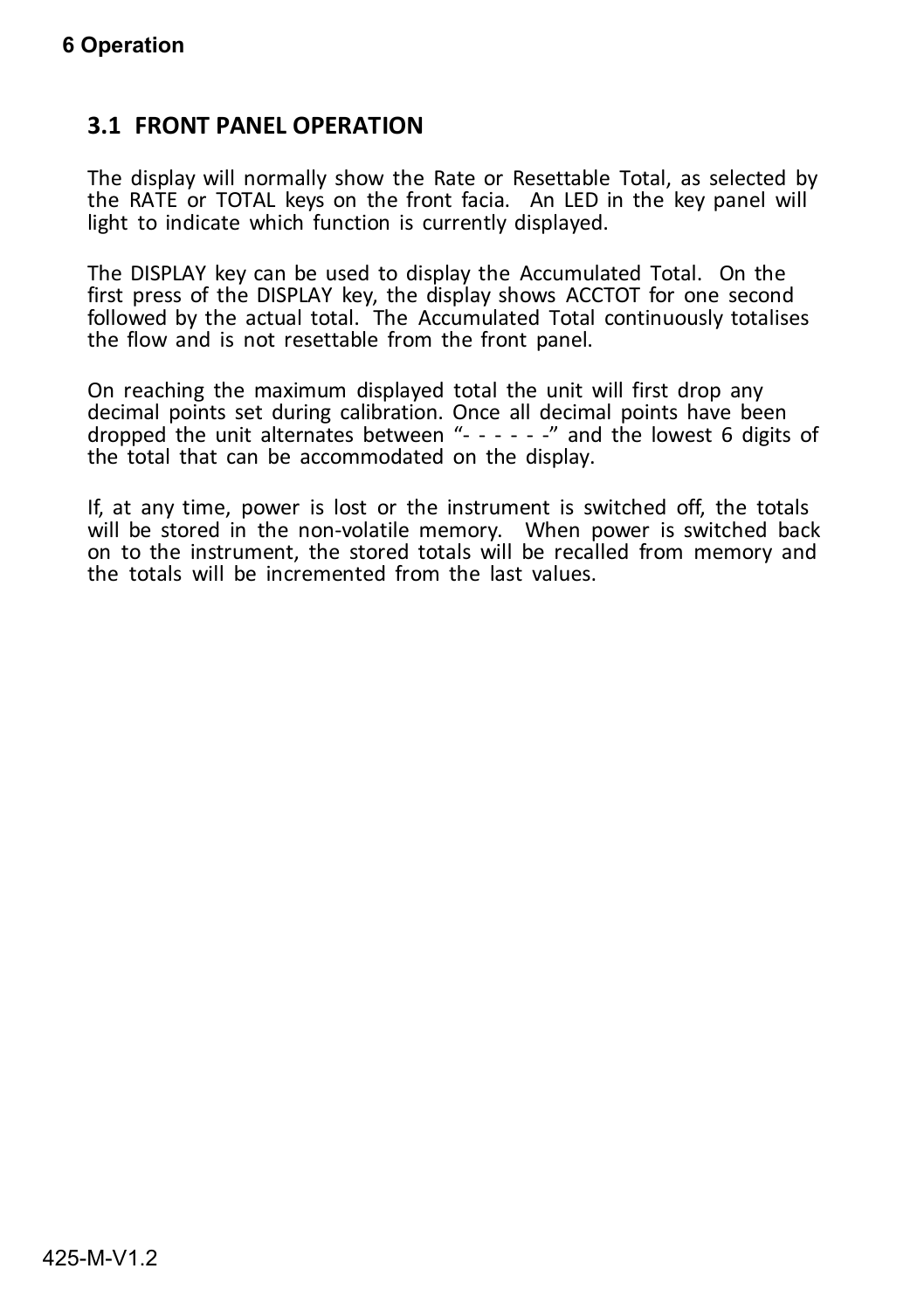## 3.1 FRONT PANEL OPERATION

The display will normally show the Rate or Resettable Total, as selected by the RATE or TOTAL keys on the front facia. An LED in the key panel will light to indicate which function is currently displayed.

The DISPLAY key can be used to display the Accumulated Total. On the first press of the DISPLAY key, the display shows ACCTOT for one second followed by the actual total. The Accumulated Total continuously totalises the flow and is not resettable from the front panel.

On reaching the maximum displayed total the unit will first drop any decimal points set during calibration. Once all decimal points have been dropped the unit alternates between "- - - - - -" and the lowest 6 digits of the total that can be accommodated on the display.

If, at any time, power is lost or the instrument is switched off, the totals will be stored in the non-volatile memory. When power is switched back on to the instrument, the stored totals will be recalled from memory and the totals will be incremented from the last values.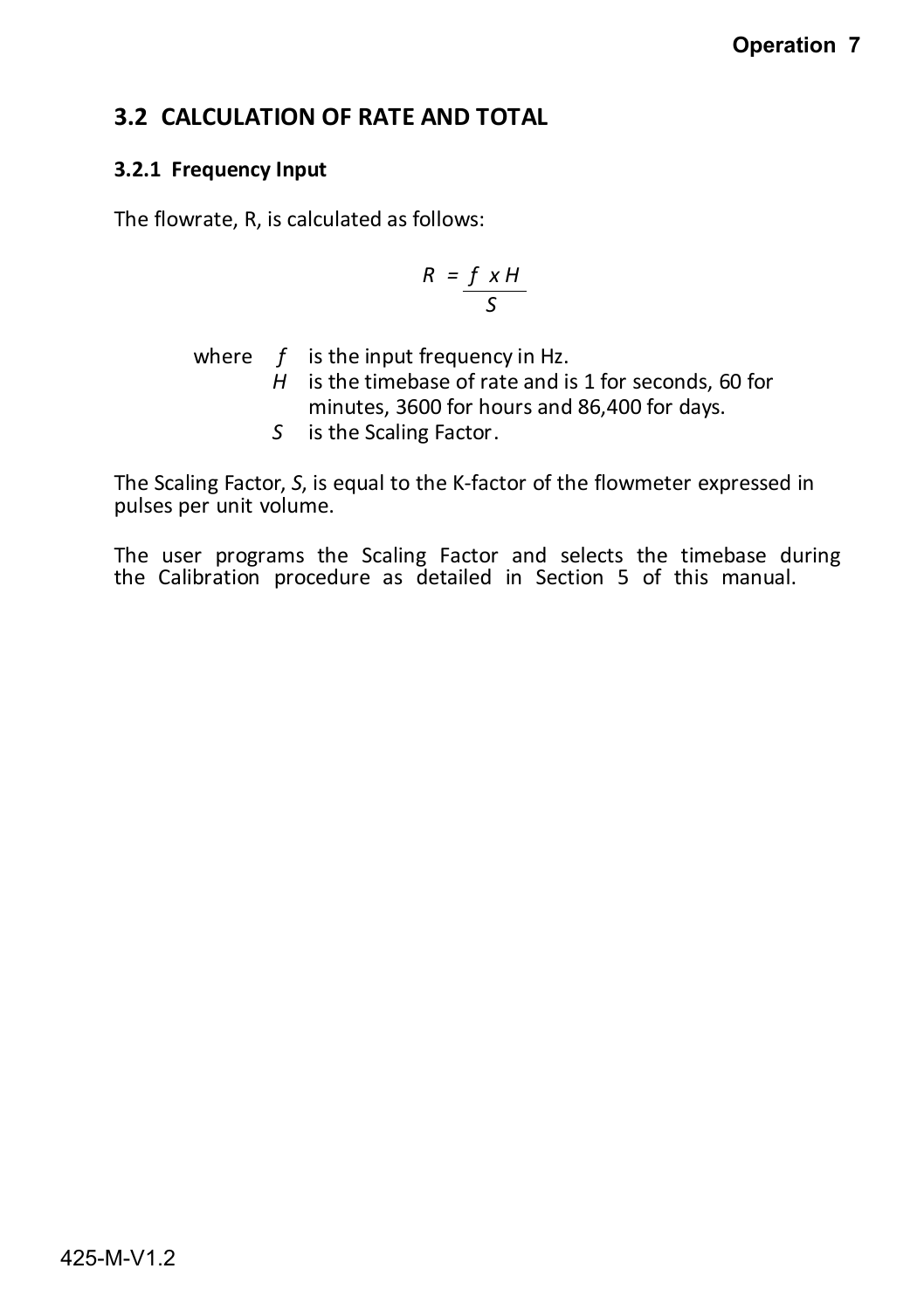## 3.2 CALCULATION OF RATE AND TOTAL

### 3.2.1 Frequency Input

The flowrate, R, is calculated as follows:

$$R = \frac{f \times H}{S}$$

where $f$ is the input frequency in Hz.
$H$ is the timebase of rate and is 1 for seconds, 60 for minutes, 3600 for hours and 86,400 for days.
$S$ is the Scaling Factor.

The Scaling Factor, *S*, is equal to the K-factor of the flowmeter expressed in pulses per unit volume.

The user programs the Scaling Factor and selects the timebase during the Calibration procedure as detailed in Section 5 of this manual.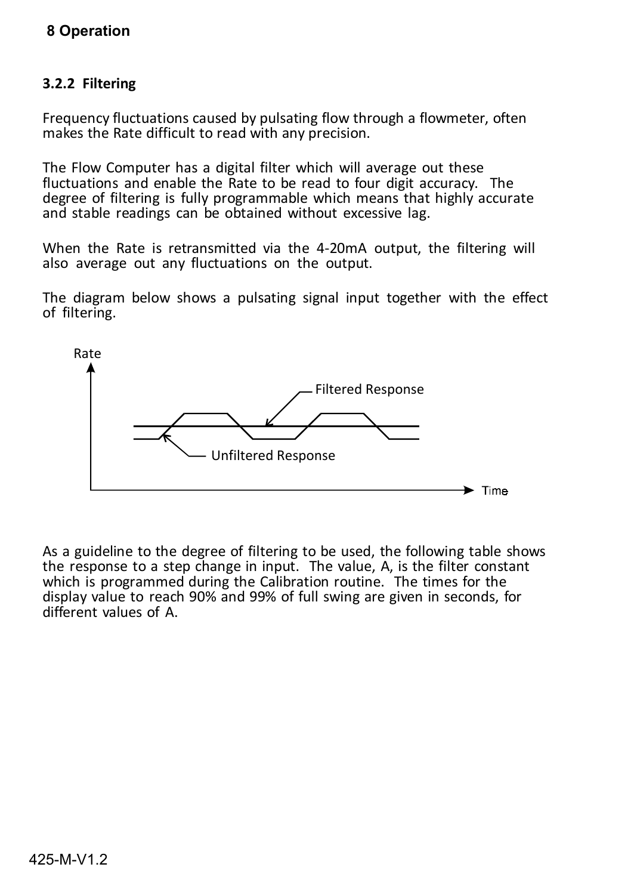### 3.2.2 Filtering

Frequency fluctuations caused by pulsating flow through a flowmeter, often makes the Rate difficult to read with any precision.

The Flow Computer has a digital filter which will average out these fluctuations and enable the Rate to be read to four digit accuracy. The degree of filtering is fully programmable which means that highly accurate and stable readings can be obtained without excessive lag.

When the Rate is retransmitted via the 4-20mA output, the filtering will also average out any fluctuations on the output.

The diagram below shows a pulsating signal input together with the effect of filtering.

As a guideline to the degree of filtering to be used, the following table shows the response to a step change in input. The value, A, is the filter constant which is programmed during the Calibration routine. The times for the display value to reach 90% and 99% of full swing are given in seconds, for different values of A.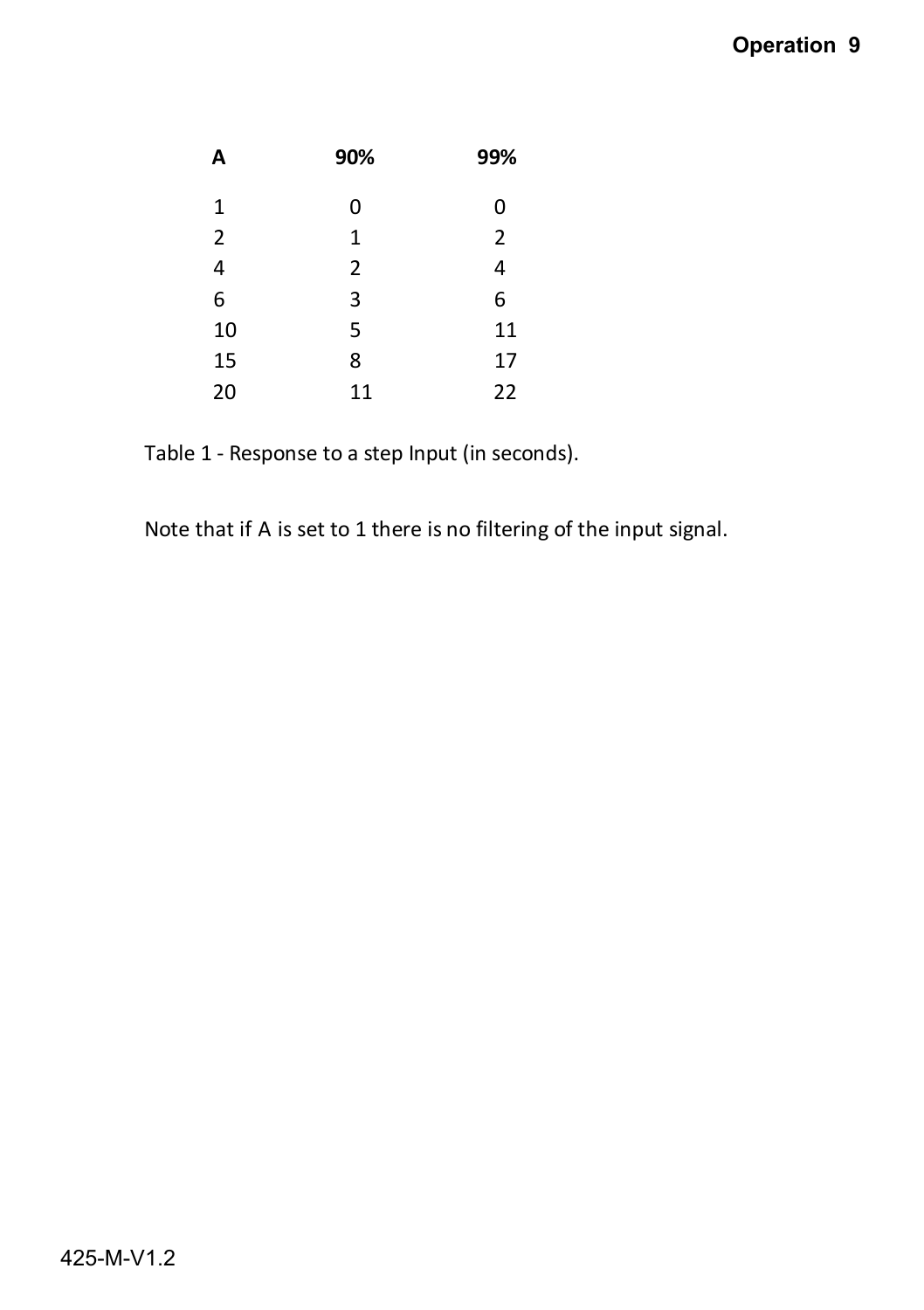| A | 90% | 99% |
|---|---|---|
| 1 | 0 | 0 |
| 2 | 1 | 2 |
| 4 | 2 | 4 |
| 6 | 3 | 6 |
| 10 | 5 | 11 |
| 15 | 8 | 17 |
| 20 | 11 | 22 |

Table 1 - Response to a step Input (in seconds).

Note that if A is set to 1 there is no filtering of the input signal.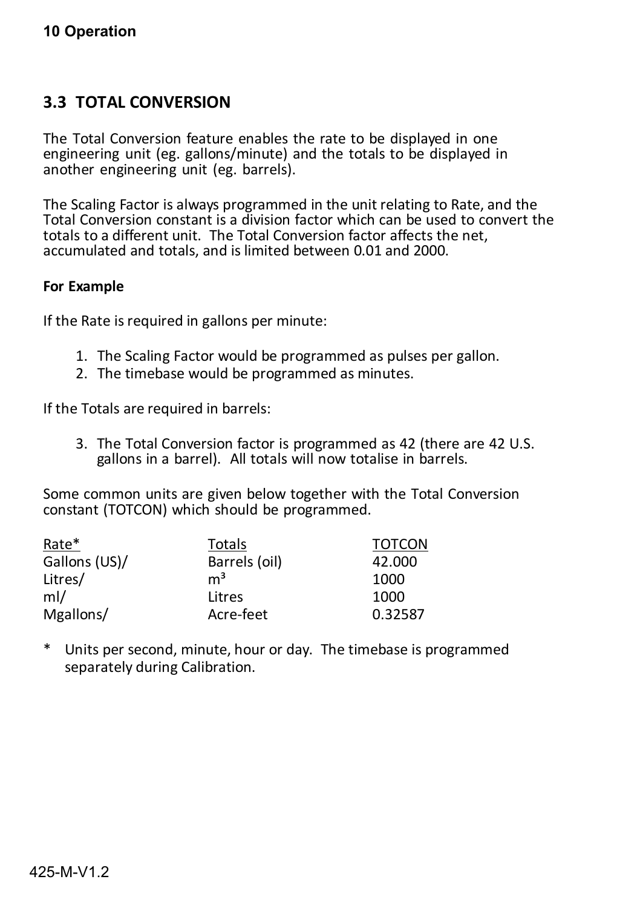## 3.3 TOTAL CONVERSION

The Total Conversion feature enables the rate to be displayed in one engineering unit (eg. gallons/minute) and the totals to be displayed in another engineering unit (eg. barrels).

The Scaling Factor is always programmed in the unit relating to Rate, and the Total Conversion constant is a division factor which can be used to convert the totals to a different unit. The Total Conversion factor affects the net, accumulated and totals, and is limited between 0.01 and 2000.

**For Example**

If the Rate is required in gallons per minute:

1. The Scaling Factor would be programmed as pulses per gallon.
2. The timebase would be programmed as minutes.

If the Totals are required in barrels:

3. The Total Conversion factor is programmed as 42 (there are 42 U.S. gallons in a barrel). All totals will now totalise in barrels.

Some common units are given below together with the Total Conversion constant (TOTCON) which should be programmed.

| Rate* | Totals | TOTCON |
|---|---|---|
| Gallons (US)/ | Barrels (oil) | 42.000 |
| Litres/ | $m^3$ | 1000 |
| ml/ | Litres | 1000 |
| Mgallons/ | Acre-feet | 0.32587 |

\* Units per second, minute, hour or day. The timebase is programmed separately during Calibration.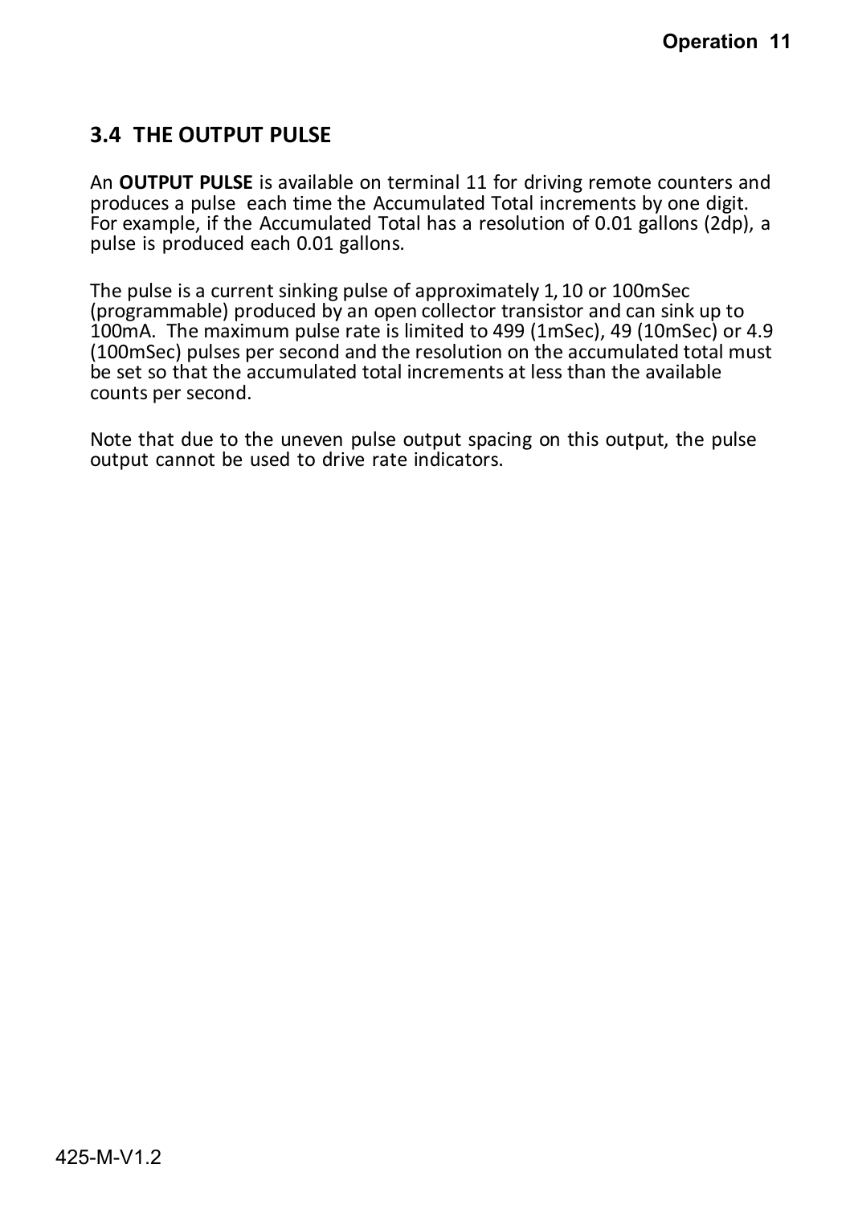## 3.4 THE OUTPUT PULSE

An **OUTPUT PULSE** is available on terminal 11 for driving remote counters and produces a pulse each time the Accumulated Total increments by one digit. For example, if the Accumulated Total has a resolution of 0.01 gallons (2dp), a pulse is produced each 0.01 gallons.

The pulse is a current sinking pulse of approximately 1, 10 or 100mSec (programmable) produced by an open collector transistor and can sink up to 100mA. The maximum pulse rate is limited to 499 (1mSec), 49 (10mSec) or 4.9 (100mSec) pulses per second and the resolution on the accumulated total must be set so that the accumulated total increments at less than the available counts per second.

Note that due to the uneven pulse output spacing on this output, the pulse output cannot be used to drive rate indicators.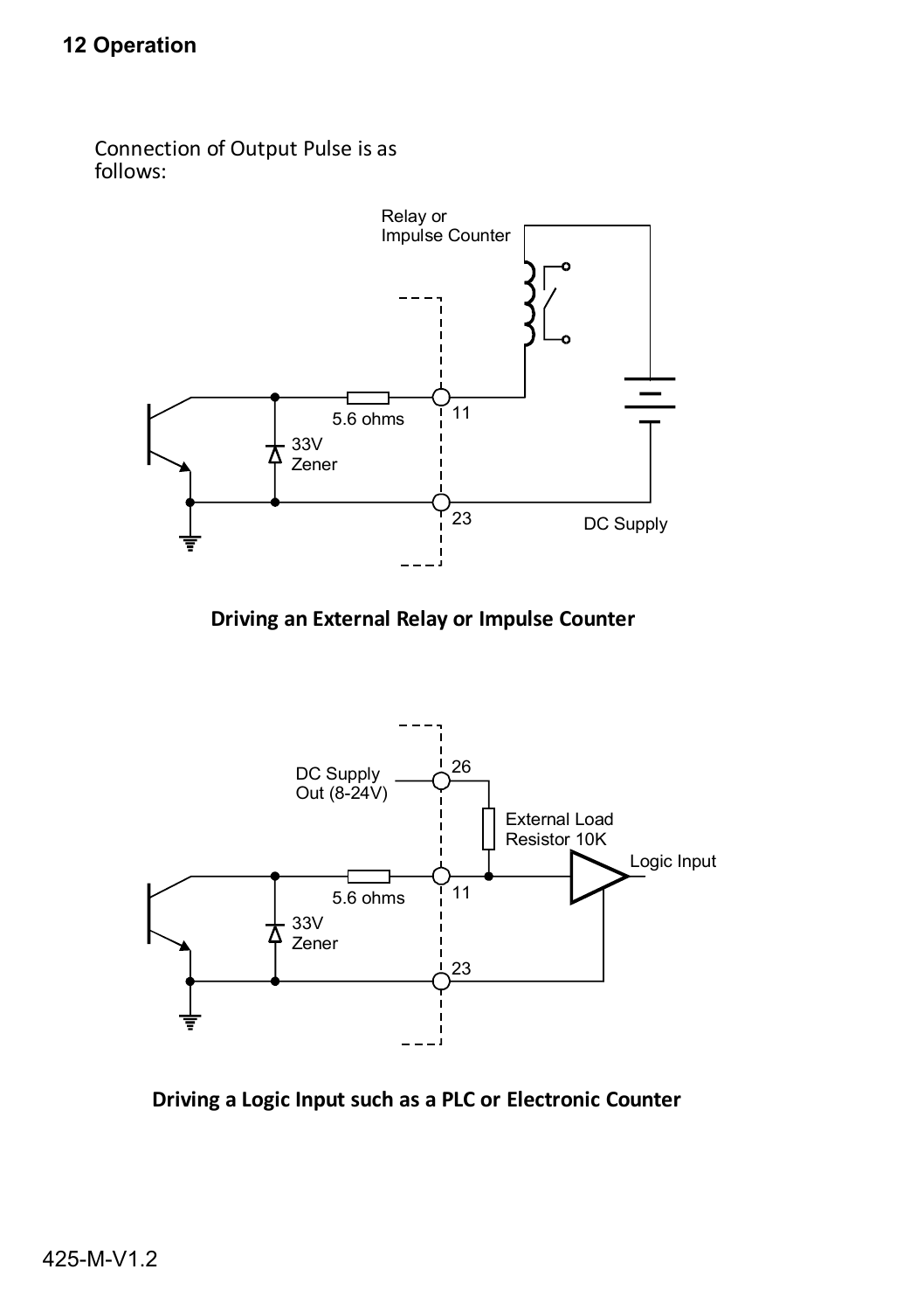## 12 Operation

Connection of Output Pulse is as follows:

Relay or Impulse Counter

5.6 ohms

11

33V Zener

23

DC Supply

**Driving an External Relay or Impulse Counter**

DC Supply Out (8-24V)

26

External Load Resistor 10K

Logic Input

5.6 ohms

11

33V Zener

23

**Driving a Logic Input such as a PLC or Electronic Counter**

425-M-V1.2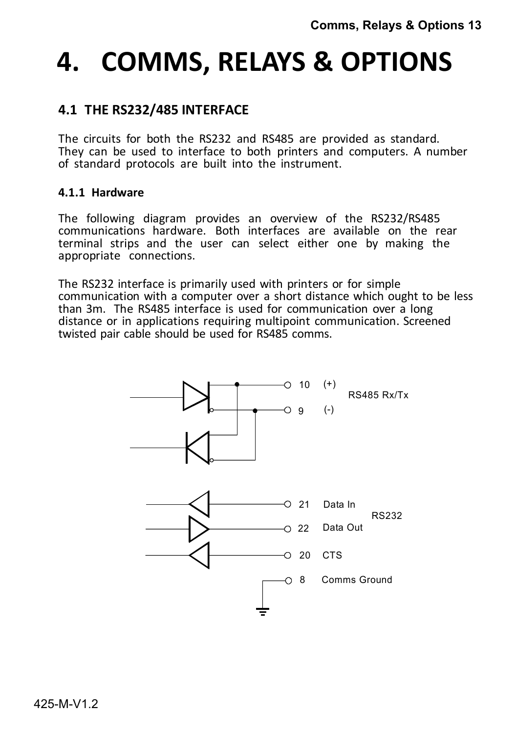# 4. COMMS, RELAYS & OPTIONS

## 4.1 THE RS232/485 INTERFACE

The circuits for both the RS232 and RS485 are provided as standard. They can be used to interface to both printers and computers. A number of standard protocols are built into the instrument.

### 4.1.1 Hardware

The following diagram provides an overview of the RS232/RS485 communications hardware. Both interfaces are available on the rear terminal strips and the user can select either one by making the appropriate connections.

The RS232 interface is primarily used with printers or for simple communication with a computer over a short distance which ought to be less than 3m. The RS485 interface is used for communication over a long distance or in applications requiring multipoint communication. Screened twisted pair cable should be used for RS485 comms.

10 (+)
RS485 Rx/Tx
9 (-)

21 Data In
RS232
22 Data Out

20 CTS

8 Comms Ground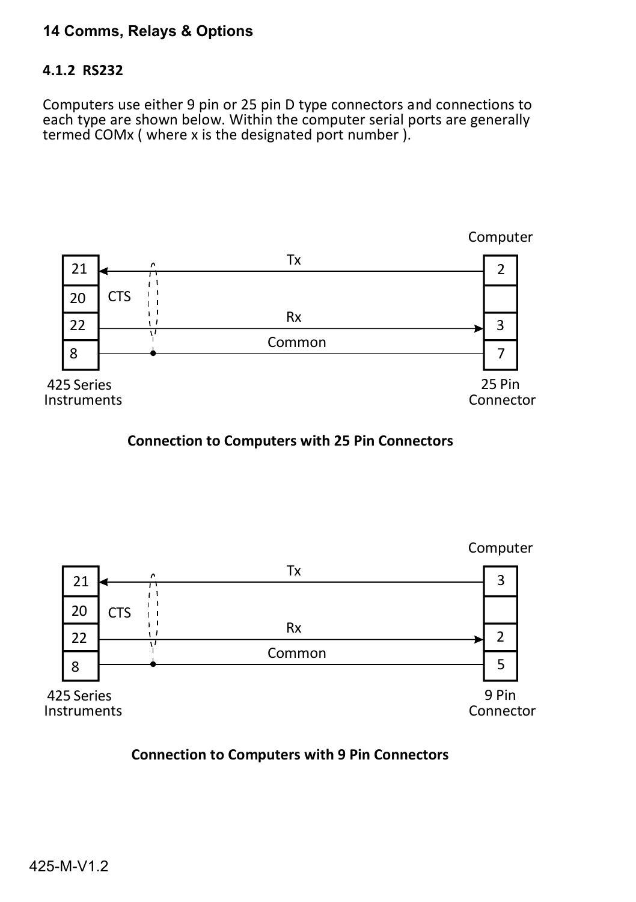## 4.1.2 RS232

Computers use either 9 pin or 25 pin D type connectors and connections to each type are shown below. Within the computer serial ports are generally termed COMx ( where x is the designated port number ).

| 425 Series Instruments | Signal | Computer 25 Pin Connector |
|---|---|---|
| 21 | Tx | 2 |
| 20 | CTS | |
| 22 | Rx | 3 |
| 8 | Common | 7 |

**Connection to Computers with 25 Pin Connectors**

| 425 Series Instruments | Signal | Computer 9 Pin Connector |
|---|---|---|
| 21 | Tx | 3 |
| 20 | CTS | |
| 22 | Rx | 2 |
| 8 | Common | 5 |

**Connection to Computers with 9 Pin Connectors**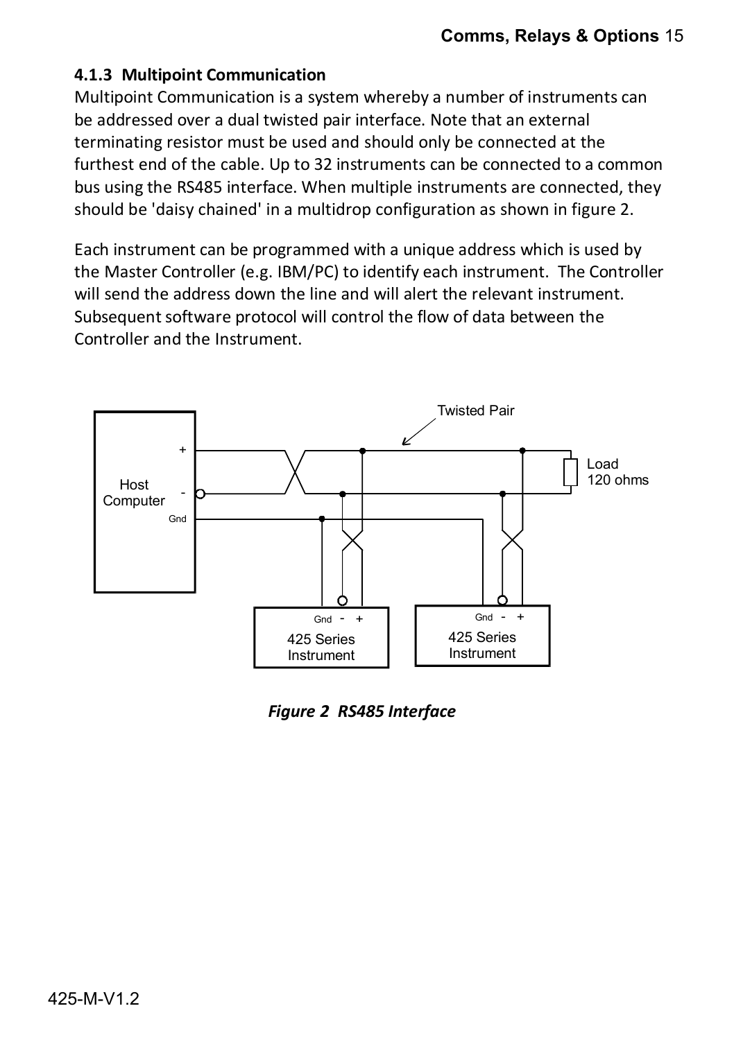### 4.1.3 Multipoint Communication

Multipoint Communication is a system whereby a number of instruments can be addressed over a dual twisted pair interface. Note that an external terminating resistor must be used and should only be connected at the furthest end of the cable. Up to 32 instruments can be connected to a common bus using the RS485 interface. When multiple instruments are connected, they should be 'daisy chained' in a multidrop configuration as shown in figure 2.

Each instrument can be programmed with a unique address which is used by the Master Controller (e.g. IBM/PC) to identify each instrument. The Controller will send the address down the line and will alert the relevant instrument. Subsequent software protocol will control the flow of data between the Controller and the Instrument.

*Figure 2 RS485 Interface*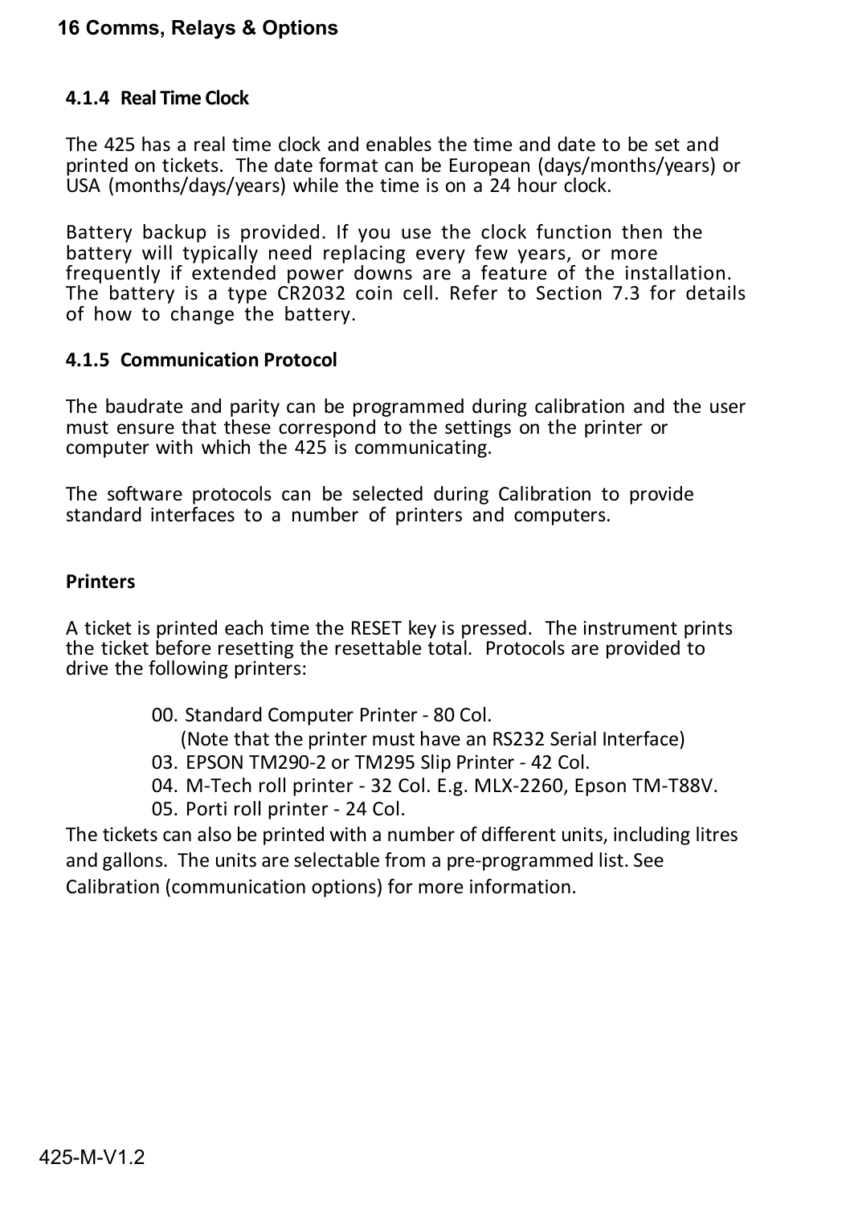### 4.1.4 Real Time Clock

The 425 has a real time clock and enables the time and date to be set and printed on tickets. The date format can be European (days/months/years) or USA (months/days/years) while the time is on a 24 hour clock.

Battery backup is provided. If you use the clock function then the battery will typically need replacing every few years, or more frequently if extended power downs are a feature of the installation. The battery is a type CR2032 coin cell. Refer to Section 7.3 for details of how to change the battery.

### 4.1.5 Communication Protocol

The baudrate and parity can be programmed during calibration and the user must ensure that these correspond to the settings on the printer or computer with which the 425 is communicating.

The software protocols can be selected during Calibration to provide standard interfaces to a number of printers and computers.

**Printers**

A ticket is printed each time the RESET key is pressed. The instrument prints the ticket before resetting the resettable total. Protocols are provided to drive the following printers:

- 00. Standard Computer Printer - 80 Col.
  (Note that the printer must have an RS232 Serial Interface)
- 03. EPSON TM290-2 or TM295 Slip Printer - 42 Col.
- 04. M-Tech roll printer - 32 Col. E.g. MLX-2260, Epson TM-T88V.
- 05. Porti roll printer - 24 Col.

The tickets can also be printed with a number of different units, including litres and gallons. The units are selectable from a pre-programmed list. See Calibration (communication options) for more information.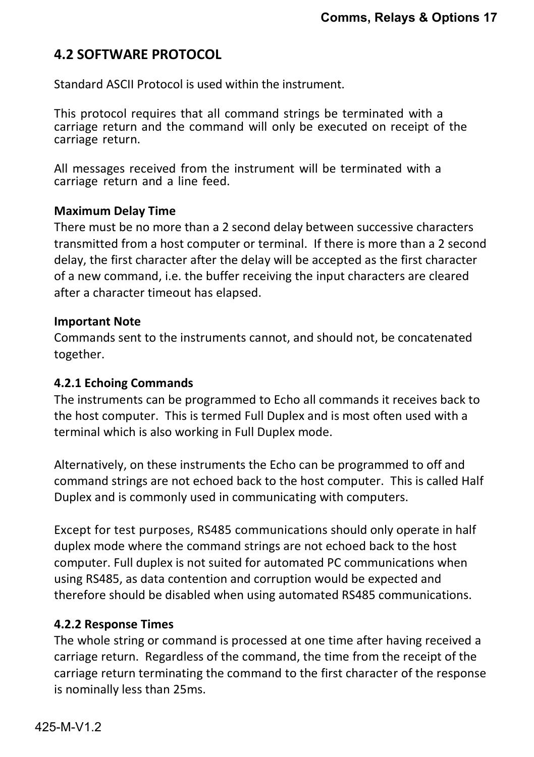## 4.2 SOFTWARE PROTOCOL

Standard ASCII Protocol is used within the instrument.

This protocol requires that all command strings be terminated with a carriage return and the command will only be executed on receipt of the carriage return.

All messages received from the instrument will be terminated with a carriage return and a line feed.

**Maximum Delay Time**

There must be no more than a 2 second delay between successive characters transmitted from a host computer or terminal. If there is more than a 2 second delay, the first character after the delay will be accepted as the first character of a new command, i.e. the buffer receiving the input characters are cleared after a character timeout has elapsed.

**Important Note**

Commands sent to the instruments cannot, and should not, be concatenated together.

### 4.2.1 Echoing Commands

The instruments can be programmed to Echo all commands it receives back to the host computer. This is termed Full Duplex and is most often used with a terminal which is also working in Full Duplex mode.

Alternatively, on these instruments the Echo can be programmed to off and command strings are not echoed back to the host computer. This is called Half Duplex and is commonly used in communicating with computers.

Except for test purposes, RS485 communications should only operate in half duplex mode where the command strings are not echoed back to the host computer. Full duplex is not suited for automated PC communications when using RS485, as data contention and corruption would be expected and therefore should be disabled when using automated RS485 communications.

### 4.2.2 Response Times

The whole string or command is processed at one time after having received a carriage return. Regardless of the command, the time from the receipt of the carriage return terminating the command to the first character of the response is nominally less than 25ms.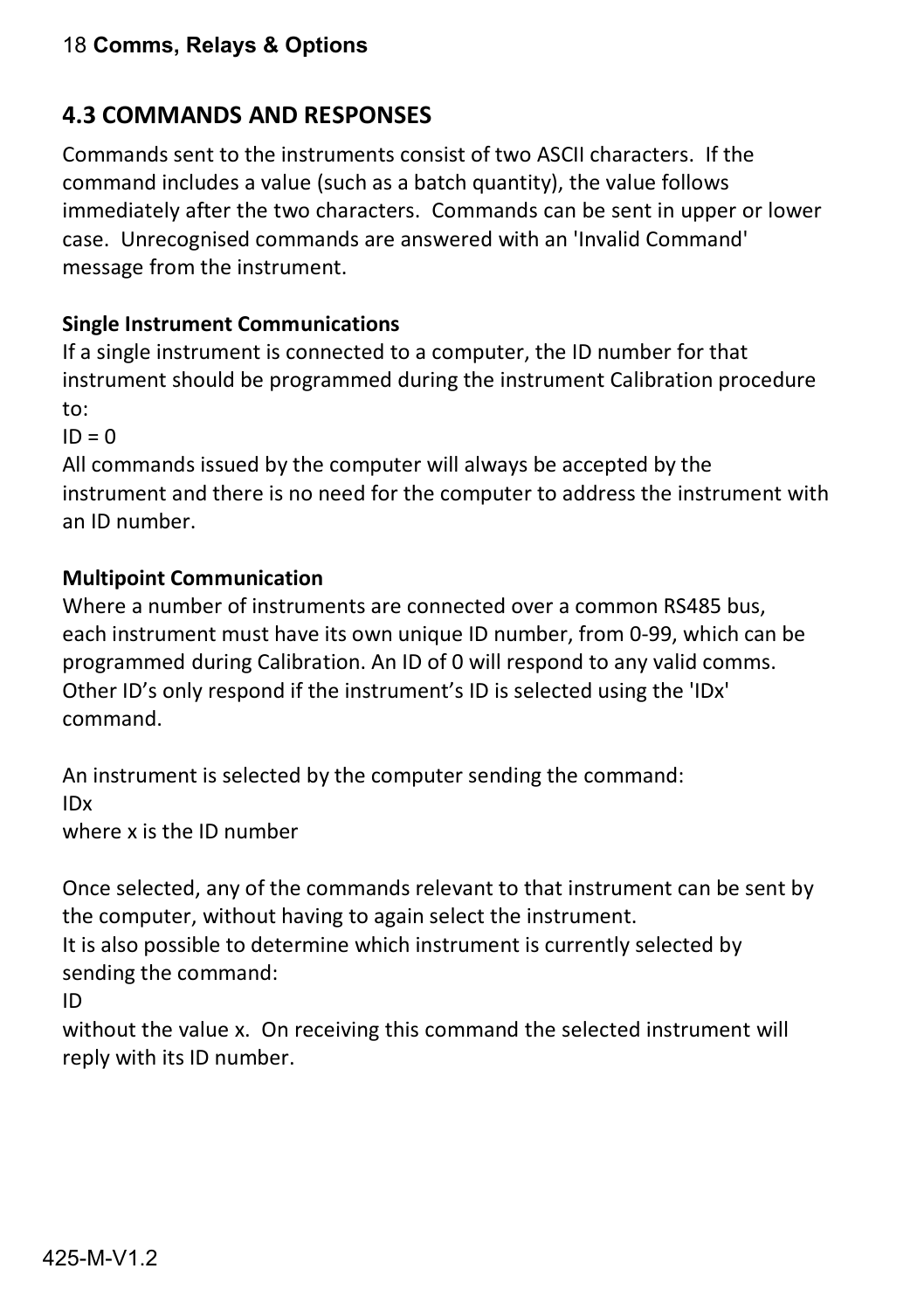## 4.3 COMMANDS AND RESPONSES

Commands sent to the instruments consist of two ASCII characters. If the command includes a value (such as a batch quantity), the value follows immediately after the two characters. Commands can be sent in upper or lower case. Unrecognised commands are answered with an 'Invalid Command' message from the instrument.

**Single Instrument Communications**

If a single instrument is connected to a computer, the ID number for that instrument should be programmed during the instrument Calibration procedure to:

ID = 0

All commands issued by the computer will always be accepted by the instrument and there is no need for the computer to address the instrument with an ID number.

**Multipoint Communication**

Where a number of instruments are connected over a common RS485 bus, each instrument must have its own unique ID number, from 0-99, which can be programmed during Calibration. An ID of 0 will respond to any valid comms. Other ID's only respond if the instrument's ID is selected using the 'IDx' command.

An instrument is selected by the computer sending the command:

IDx

where x is the ID number

Once selected, any of the commands relevant to that instrument can be sent by the computer, without having to again select the instrument.

It is also possible to determine which instrument is currently selected by sending the command:

ID

without the value x. On receiving this command the selected instrument will reply with its ID number.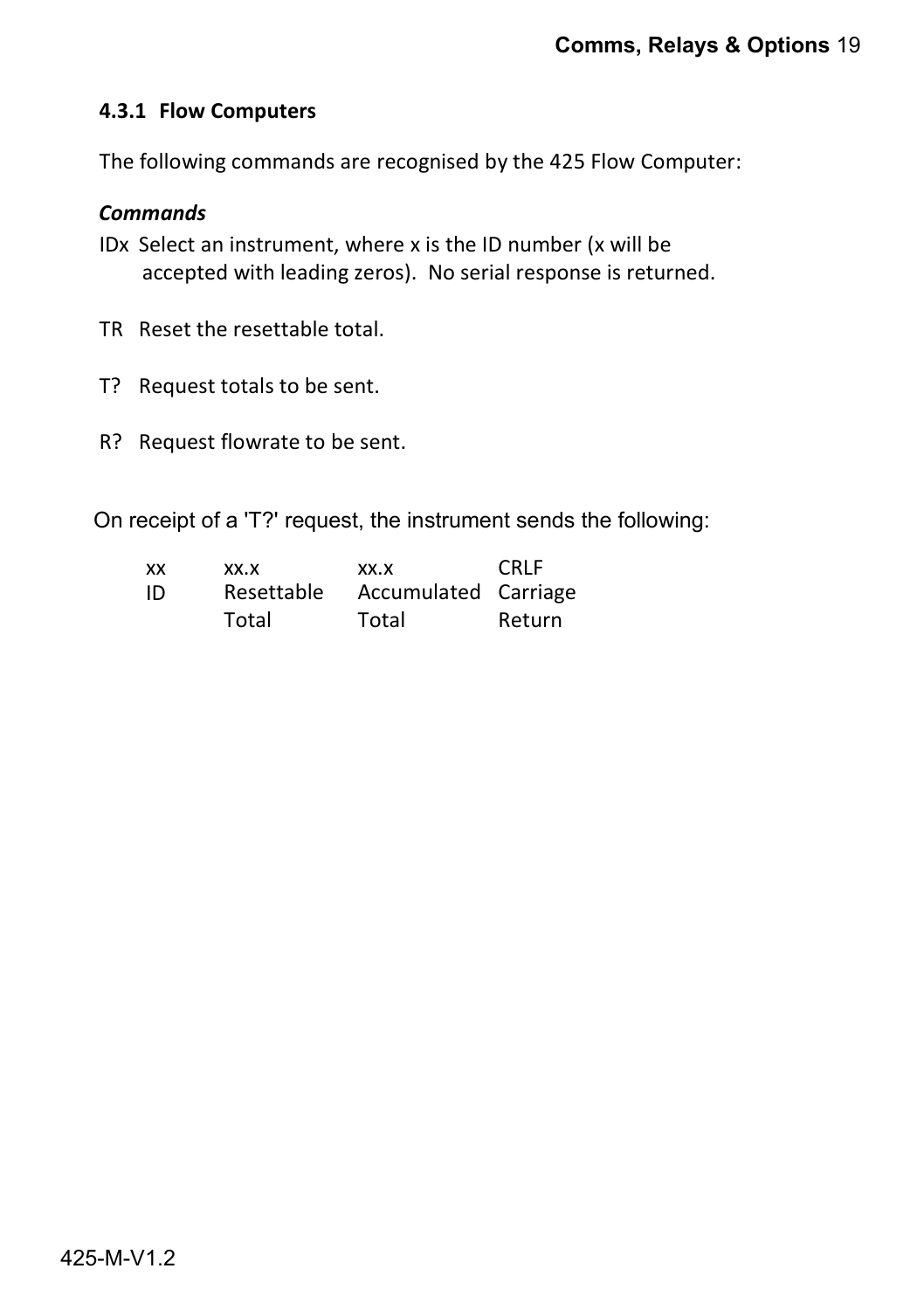### 4.3.1 Flow Computers

The following commands are recognised by the 425 Flow Computer:

***Commands***

IDx Select an instrument, where x is the ID number (x will be accepted with leading zeros). No serial response is returned.

TR Reset the resettable total.

T? Request totals to be sent.

R? Request flowrate to be sent.

On receipt of a 'T?' request, the instrument sends the following:

| xx | xx.x | xx.x | CRLF |
|---|---|---|---|
| ID | Resettable Total | Accumulated Total | Carriage Return |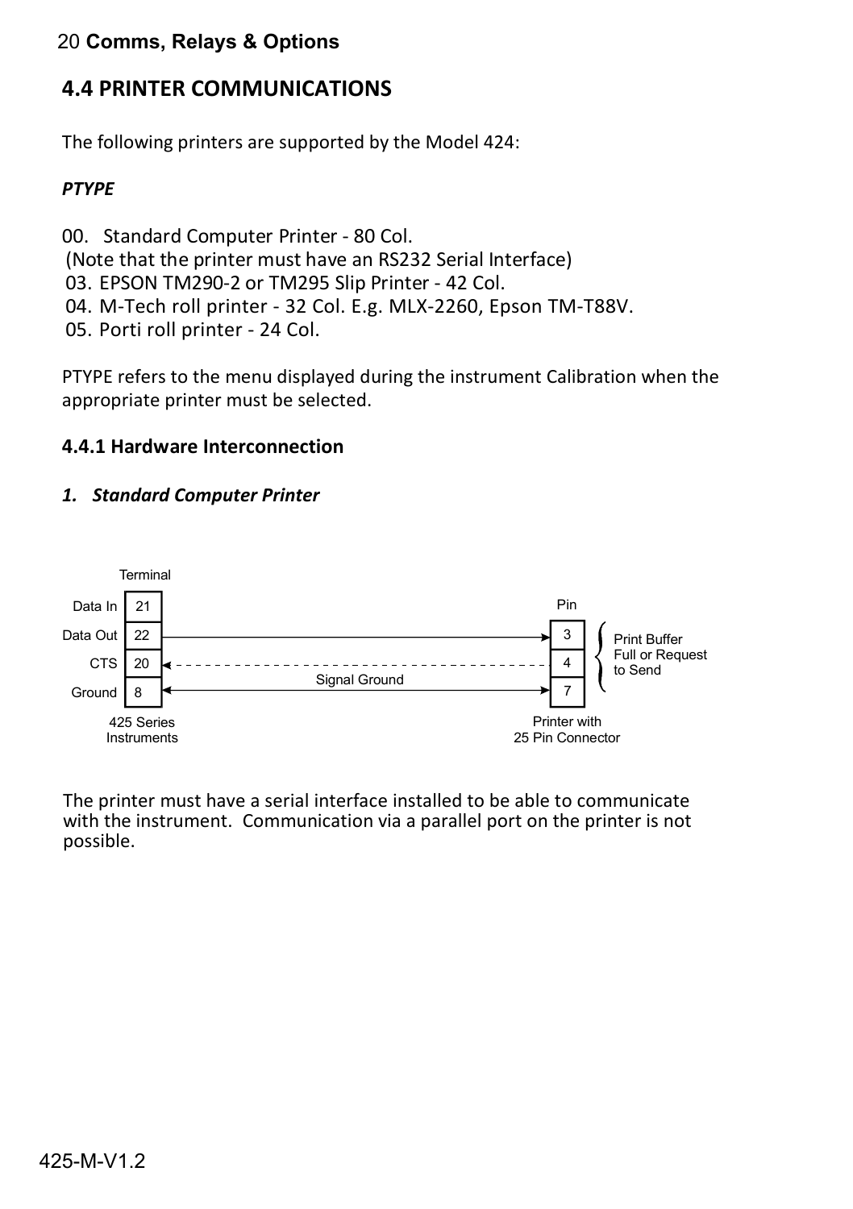## 4.4 PRINTER COMMUNICATIONS

The following printers are supported by the Model 424:

*PTYPE*

00. Standard Computer Printer - 80 Col.
 (Note that the printer must have an RS232 Serial Interface)
03. EPSON TM290-2 or TM295 Slip Printer - 42 Col.
04. M-Tech roll printer - 32 Col. E.g. MLX-2260, Epson TM-T88V.
05. Porti roll printer - 24 Col.

PTYPE refers to the menu displayed during the instrument Calibration when the appropriate printer must be selected.

### 4.4.1 Hardware Interconnection

1. ***Standard Computer Printer***

| 425 Series Instruments | Terminal | | Printer with 25 Pin Connector (Pin) | |
|---|---|---|---|---|
| Data In | 21 | | | |
| Data Out | 22 | → | 3 | Print Buffer Full or Request to Send |
| CTS | 20 | ← (dashed) | 4 | Print Buffer Full or Request to Send |
| Ground | 8 | ↔ Signal Ground | 7 | |

The printer must have a serial interface installed to be able to communicate with the instrument. Communication via a parallel port on the printer is not possible.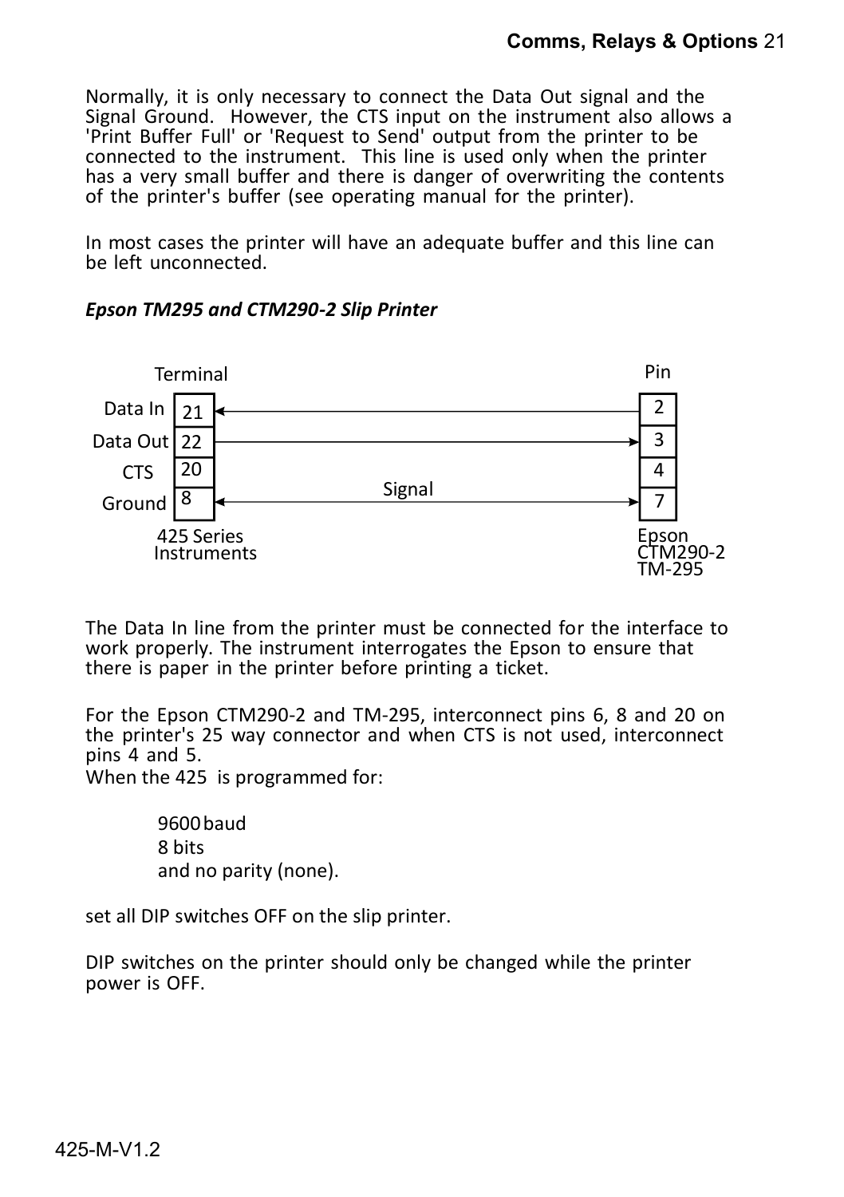Normally, it is only necessary to connect the Data Out signal and the Signal Ground. However, the CTS input on the instrument also allows a 'Print Buffer Full' or 'Request to Send' output from the printer to be connected to the instrument. This line is used only when the printer has a very small buffer and there is danger of overwriting the contents of the printer's buffer (see operating manual for the printer).

In most cases the printer will have an adequate buffer and this line can be left unconnected.

### *Epson TM295 and CTM290-2 Slip Printer*

| 425 Series Instruments Terminal | | Direction | Epson CTM290-2 TM-295 Pin |
|---|---|---|---|
| Data In | 21 | ← | 2 |
| Data Out | 22 | → | 3 |
| CTS | 20 | | 4 |
| Ground | 8 | ↔ Signal | 7 |

The Data In line from the printer must be connected for the interface to work properly. The instrument interrogates the Epson to ensure that there is paper in the printer before printing a ticket.

For the Epson CTM290-2 and TM-295, interconnect pins 6, 8 and 20 on the printer's 25 way connector and when CTS is not used, interconnect pins 4 and 5.
When the 425 is programmed for:

9600 baud
8 bits
and no parity (none).

set all DIP switches OFF on the slip printer.

DIP switches on the printer should only be changed while the printer power is OFF.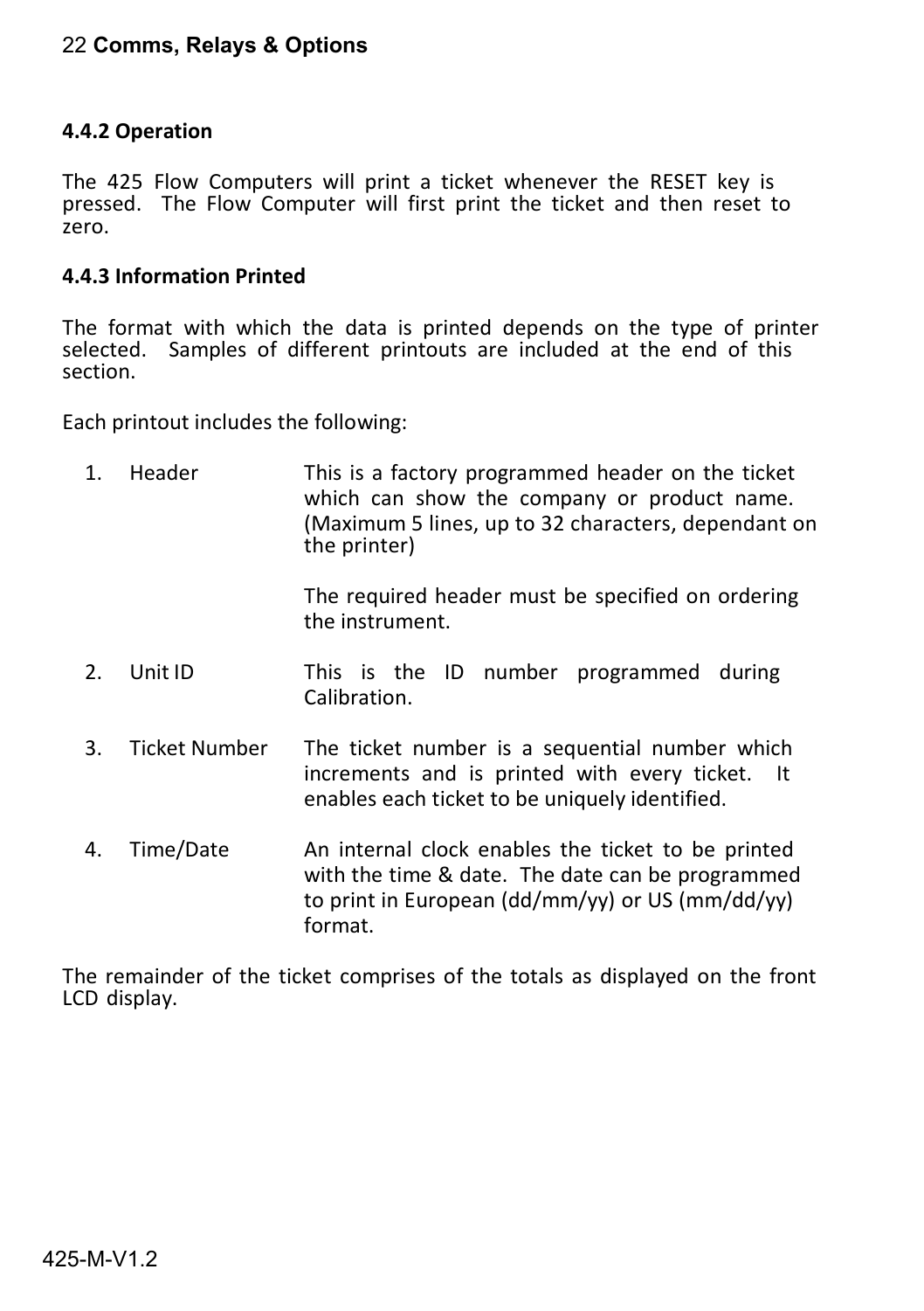#### 4.4.2 Operation

The 425 Flow Computers will print a ticket whenever the RESET key is pressed. The Flow Computer will first print the ticket and then reset to zero.

#### 4.4.3 Information Printed

The format with which the data is printed depends on the type of printer selected. Samples of different printouts are included at the end of this section.

Each printout includes the following:

1. **Header** — This is a factory programmed header on the ticket which can show the company or product name. (Maximum 5 lines, up to 32 characters, dependant on the printer)

   The required header must be specified on ordering the instrument.

2. **Unit ID** — This is the ID number programmed during Calibration.

3. **Ticket Number** — The ticket number is a sequential number which increments and is printed with every ticket. It enables each ticket to be uniquely identified.

4. **Time/Date** — An internal clock enables the ticket to be printed with the time & date. The date can be programmed to print in European (dd/mm/yy) or US (mm/dd/yy) format.

The remainder of the ticket comprises of the totals as displayed on the front LCD display.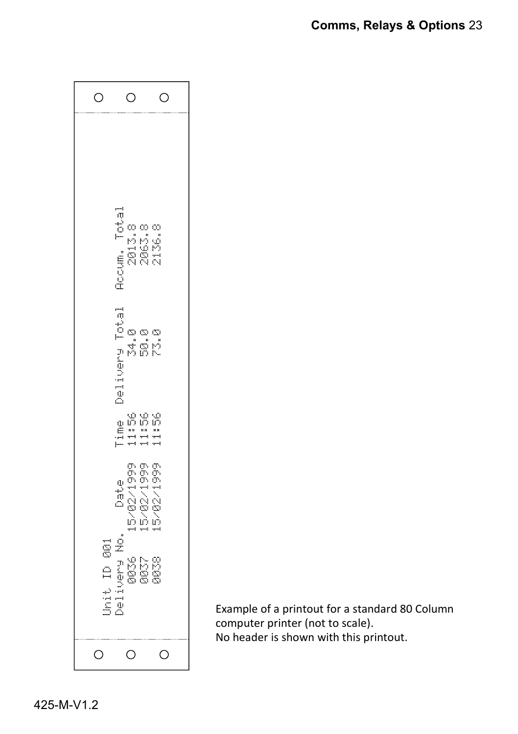```
Unit ID 001
Delivery No.     Date       Time   Delivery Total   Accum. Total
    0036     15/02/1999    11:56        34.0           2013.8
    0037     15/02/1999    11:56        50.0           2063.8
    0038     15/02/1999    11:56        73.0           2136.8
```

Example of a printout for a standard 80 Column computer printer (not to scale).
No header is shown with this printout.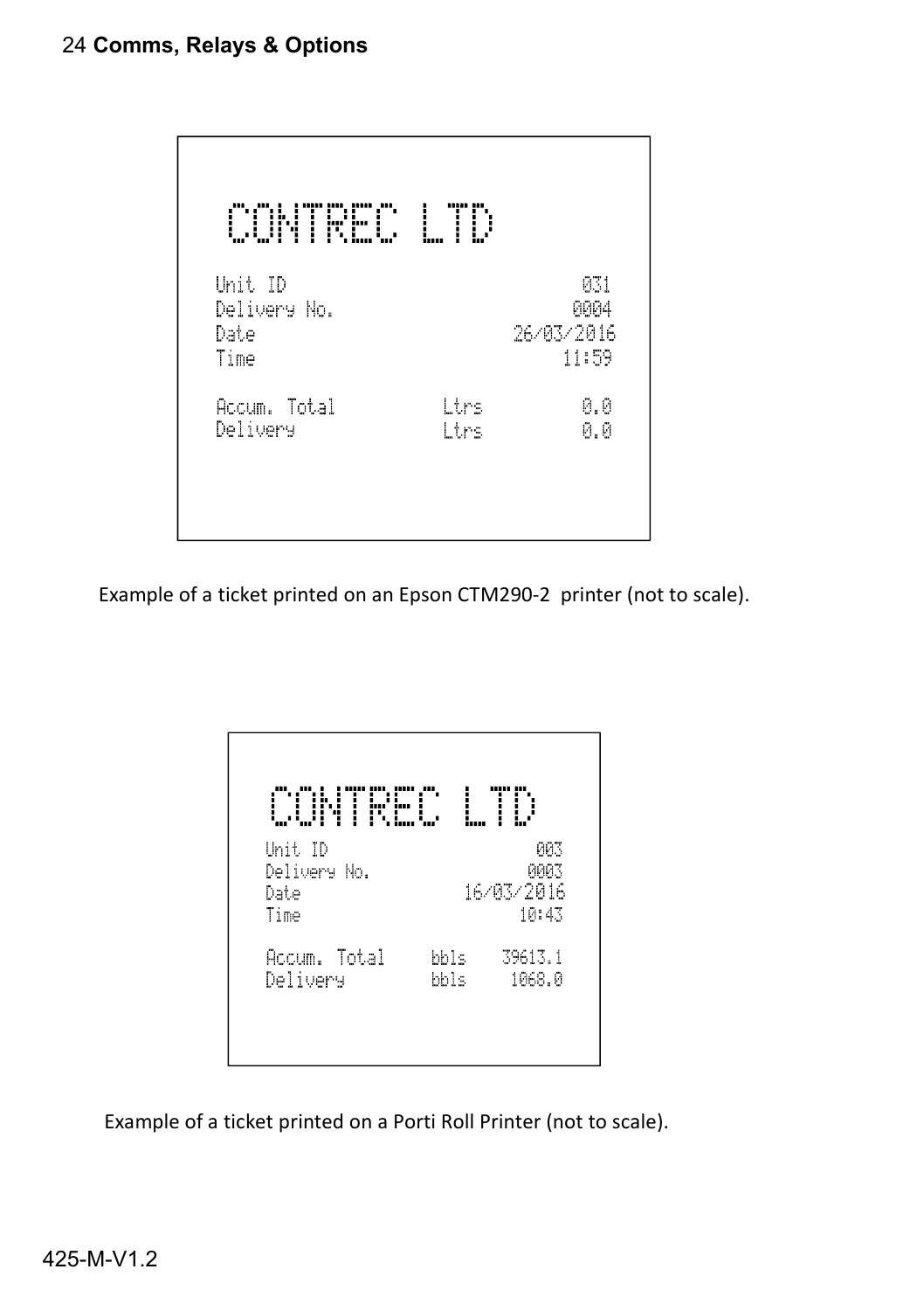```
CONTREC LTD

Unit ID                          031
Delivery No.                    0004
Date                      26/03/2016
Time                           11:59

Accum. Total       Ltrs          0.0
Delivery           Ltrs          0.0
```

Example of a ticket printed on an Epson CTM290-2 printer (not to scale).

```
CONTREC LTD
Unit ID                    003
Delivery No.              0003
Date                16/03/2016
Time                     10:43

Accum. Total    bbls   39613.1
Delivery        bbls    1068.0
```

Example of a ticket printed on a Porti Roll Printer (not to scale).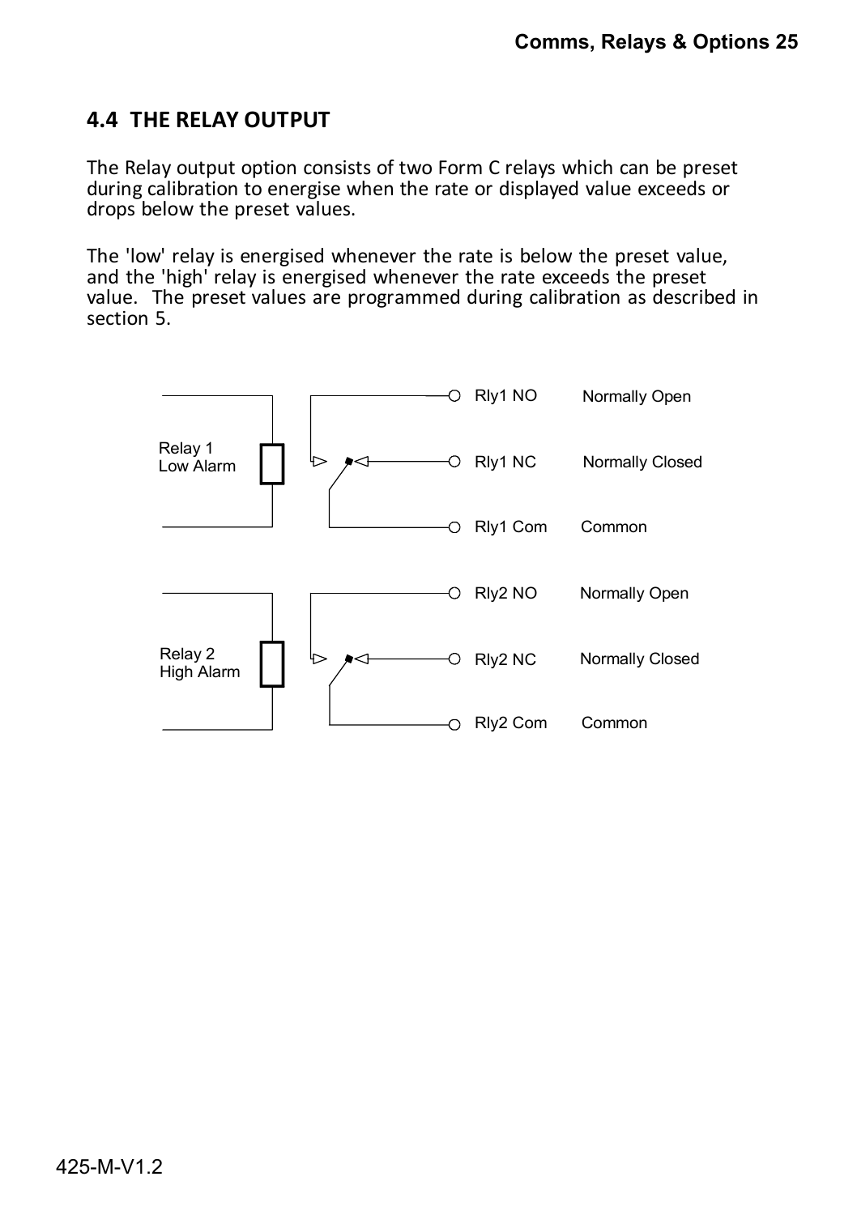## 4.4 THE RELAY OUTPUT

The Relay output option consists of two Form C relays which can be preset during calibration to energise when the rate or displayed value exceeds or drops below the preset values.

The 'low' relay is energised whenever the rate is below the preset value, and the 'high' relay is energised whenever the rate exceeds the preset value. The preset values are programmed during calibration as described in section 5.

| Relay | Terminal | Description |
|---|---|---|
| Relay 1 Low Alarm | Rly1 NO | Normally Open |
| | Rly1 NC | Normally Closed |
| | Rly1 Com | Common |
| Relay 2 High Alarm | Rly2 NO | Normally Open |
| | Rly2 NC | Normally Closed |
| | Rly2 Com | Common |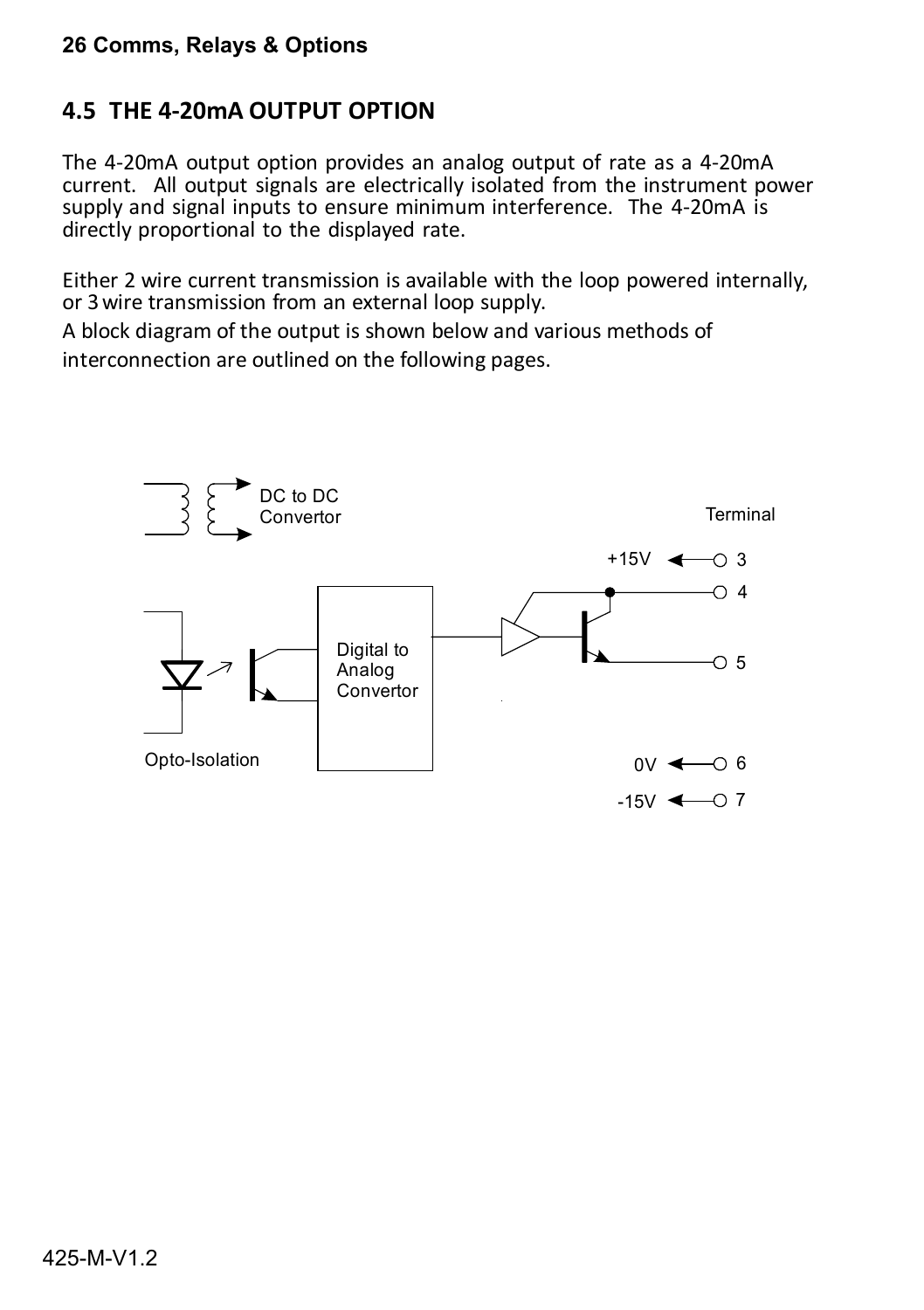## 4.5 THE 4-20mA OUTPUT OPTION

The 4-20mA output option provides an analog output of rate as a 4-20mA current. All output signals are electrically isolated from the instrument power supply and signal inputs to ensure minimum interference. The 4-20mA is directly proportional to the displayed rate.

Either 2 wire current transmission is available with the loop powered internally, or 3 wire transmission from an external loop supply.

A block diagram of the output is shown below and various methods of interconnection are outlined on the following pages.

DC to DC Convertor

Terminal

+15V — 3

4

5

Digital to Analog Convertor

Opto-Isolation

0V — 6

-15V — 7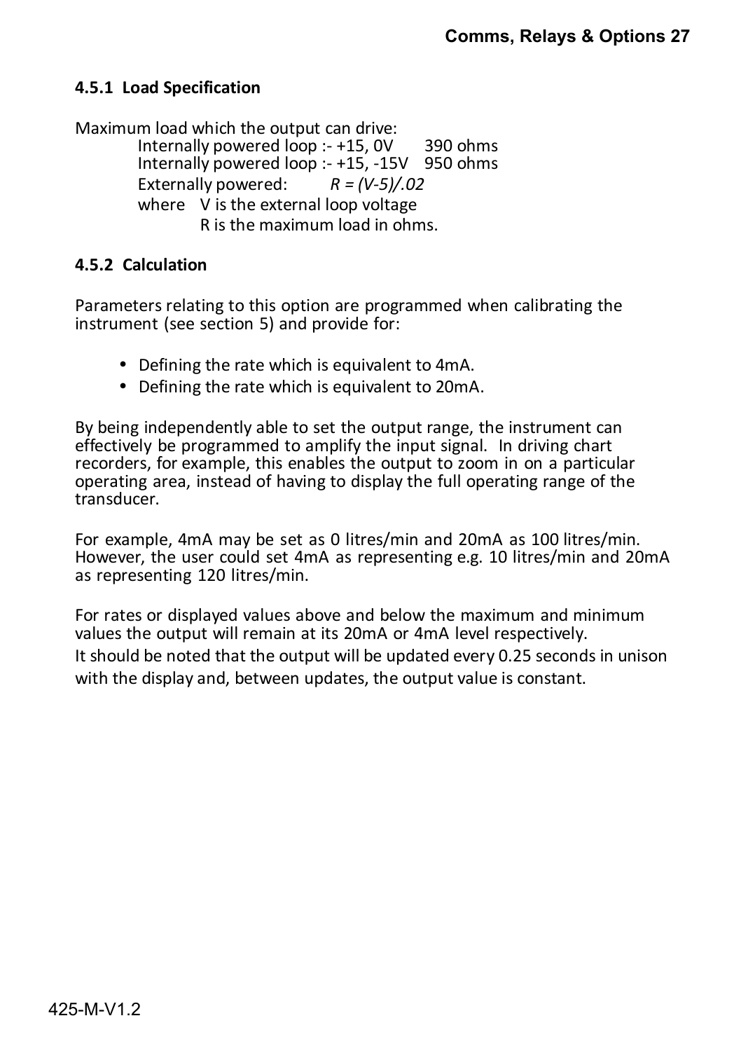### 4.5.1 Load Specification

Maximum load which the output can drive:

Internally powered loop :- +15, 0V    390 ohms
Internally powered loop :- +15, -15V    950 ohms
Externally powered:    *R = (V-5)/.02*
where  V is the external loop voltage
R is the maximum load in ohms.

### 4.5.2 Calculation

Parameters relating to this option are programmed when calibrating the instrument (see section 5) and provide for:

- Defining the rate which is equivalent to 4mA.
- Defining the rate which is equivalent to 20mA.

By being independently able to set the output range, the instrument can effectively be programmed to amplify the input signal. In driving chart recorders, for example, this enables the output to zoom in on a particular operating area, instead of having to display the full operating range of the transducer.

For example, 4mA may be set as 0 litres/min and 20mA as 100 litres/min. However, the user could set 4mA as representing e.g. 10 litres/min and 20mA as representing 120 litres/min.

For rates or displayed values above and below the maximum and minimum values the output will remain at its 20mA or 4mA level respectively.
It should be noted that the output will be updated every 0.25 seconds in unison with the display and, between updates, the output value is constant.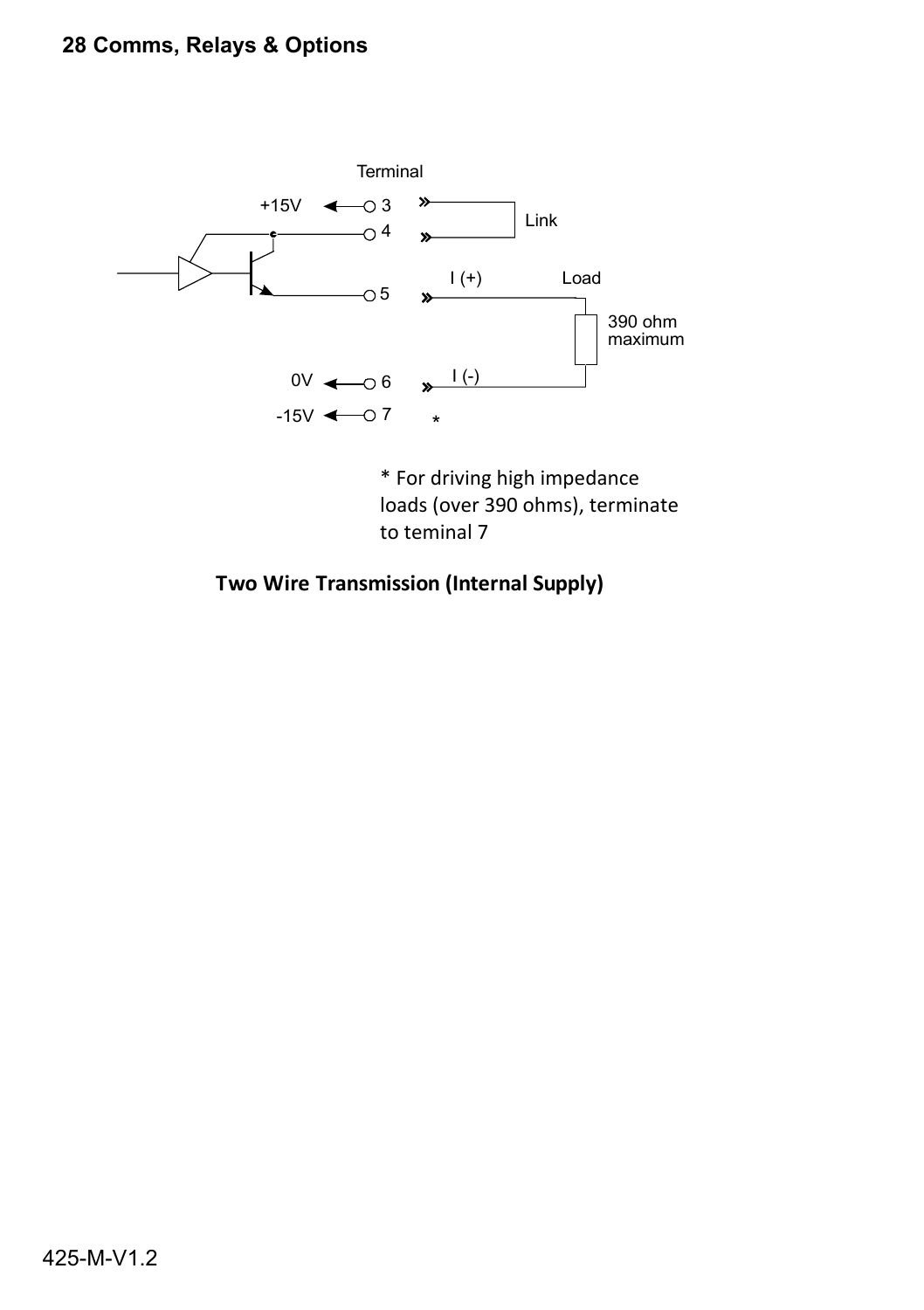Terminal

+15V ← 3

4

5 I (+) Load

390 ohm maximum

0V ← 6 I (-)

-15V ← 7 *

Link

* For driving high impedance loads (over 390 ohms), terminate to teminal 7

**Two Wire Transmission (Internal Supply)**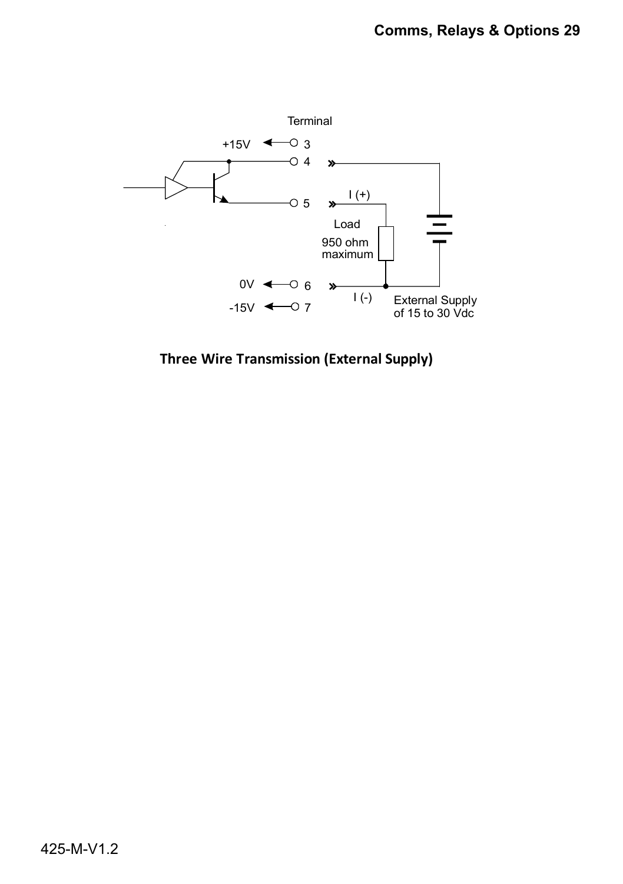Terminal

+15V ← 3

4

5 I (+)

Load

950 ohm maximum

External Supply of 15 to 30 Vdc

0V ← 6 I (-)

-15V ← 7

**Three Wire Transmission (External Supply)**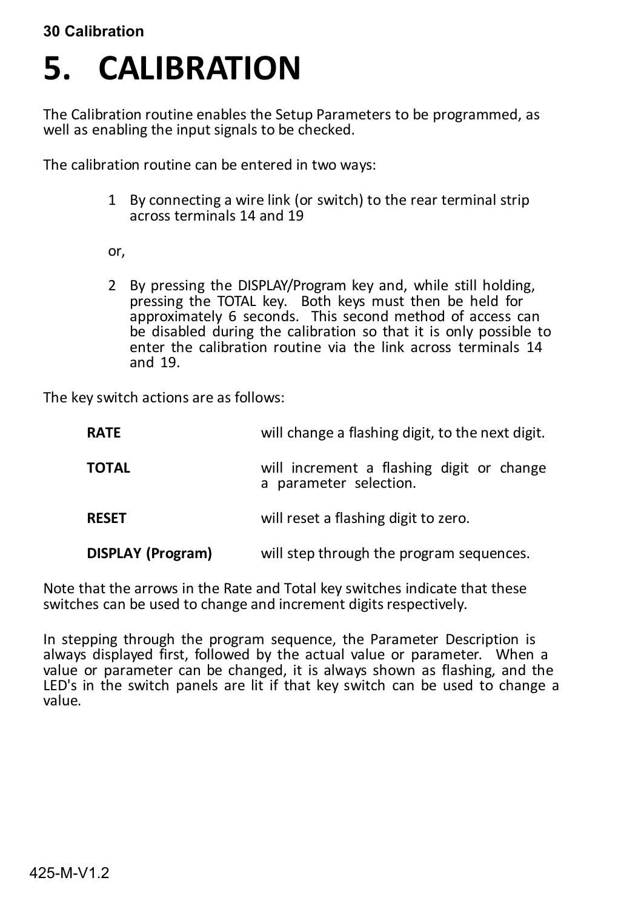# 5. CALIBRATION

The Calibration routine enables the Setup Parameters to be programmed, as well as enabling the input signals to be checked.

The calibration routine can be entered in two ways:

1. By connecting a wire link (or switch) to the rear terminal strip across terminals 14 and 19

   or,

2. By pressing the DISPLAY/Program key and, while still holding, pressing the TOTAL key. Both keys must then be held for approximately 6 seconds. This second method of access can be disabled during the calibration so that it is only possible to enter the calibration routine via the link across terminals 14 and 19.

The key switch actions are as follows:

| | |
|---|---|
| **RATE** | will change a flashing digit, to the next digit. |
| **TOTAL** | will increment a flashing digit or change a parameter selection. |
| **RESET** | will reset a flashing digit to zero. |
| **DISPLAY (Program)** | will step through the program sequences. |

Note that the arrows in the Rate and Total key switches indicate that these switches can be used to change and increment digits respectively.

In stepping through the program sequence, the Parameter Description is always displayed first, followed by the actual value or parameter. When a value or parameter can be changed, it is always shown as flashing, and the LED's in the switch panels are lit if that key switch can be used to change a value.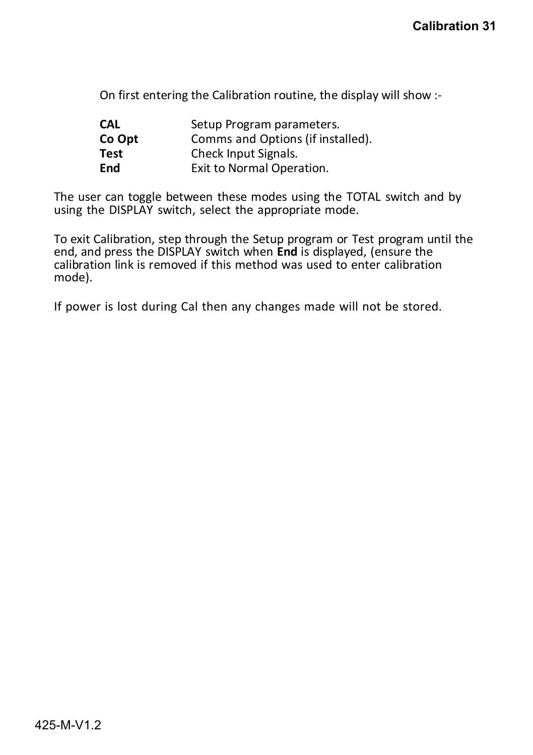On first entering the Calibration routine, the display will show :-

| | |
|---|---|
| **CAL** | Setup Program parameters. |
| **Co Opt** | Comms and Options (if installed). |
| **Test** | Check Input Signals. |
| **End** | Exit to Normal Operation. |

The user can toggle between these modes using the TOTAL switch and by using the DISPLAY switch, select the appropriate mode.

To exit Calibration, step through the Setup program or Test program until the end, and press the DISPLAY switch when **End** is displayed, (ensure the calibration link is removed if this method was used to enter calibration mode).

If power is lost during Cal then any changes made will not be stored.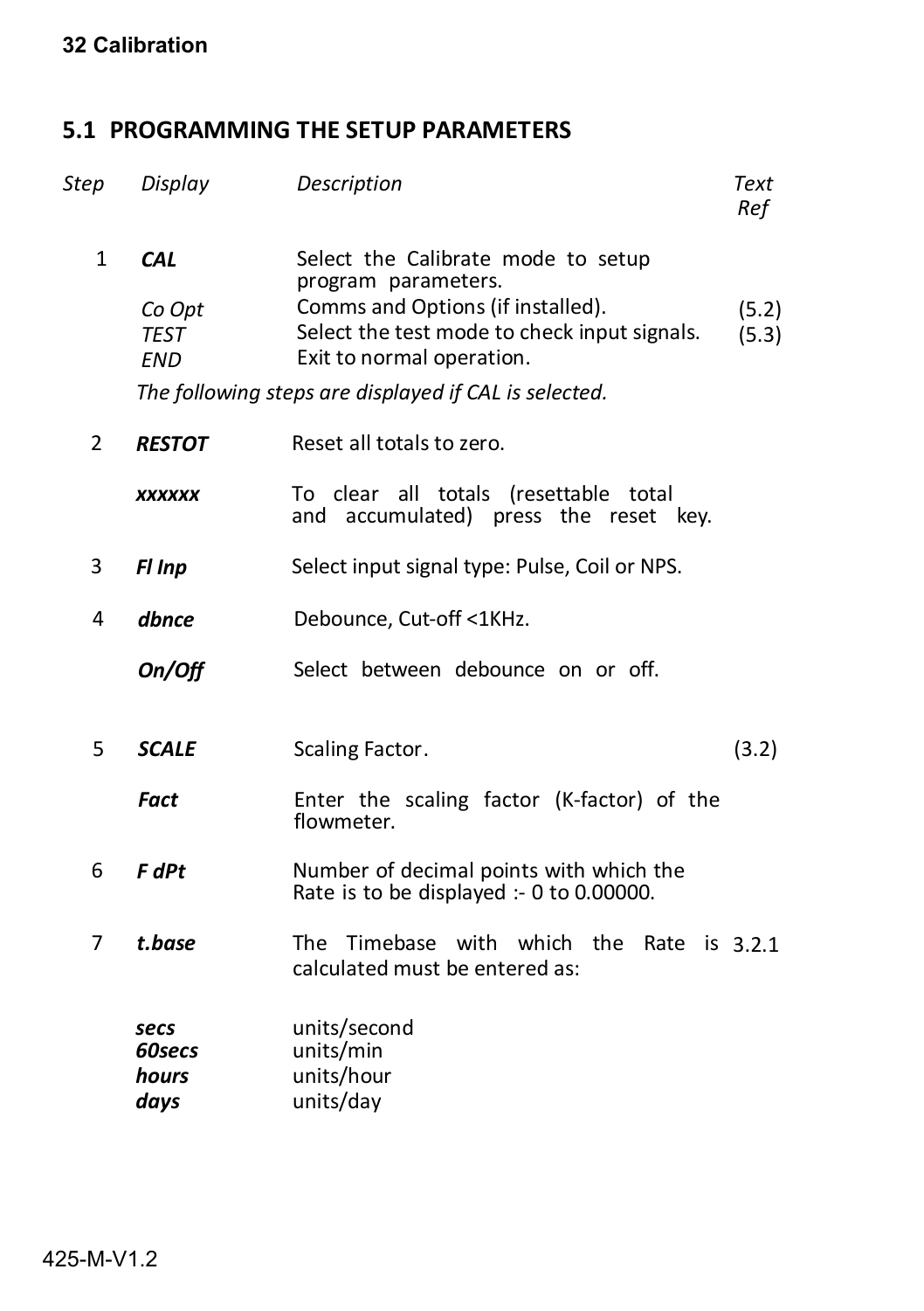## 5.1 PROGRAMMING THE SETUP PARAMETERS

| *Step* | *Display* | *Description* | *Text Ref* |
|---|---|---|---|
| 1 | ***CAL*** | Select the Calibrate mode to setup program parameters. | |
| | *Co Opt* | Comms and Options (if installed). | (5.2) |
| | *TEST* | Select the test mode to check input signals. | (5.3) |
| | *END* | Exit to normal operation. | |
| | *The following steps are displayed if CAL is selected.* | | |
| 2 | ***RESTOT*** | Reset all totals to zero. | |
| | ***xxxxxx*** | To clear all totals (resettable total and accumulated) press the reset key. | |
| 3 | ***Fl Inp*** | Select input signal type: Pulse, Coil or NPS. | |
| 4 | ***dbnce*** | Debounce, Cut-off <1KHz. | |
| | ***On/Off*** | Select between debounce on or off. | |
| 5 | ***SCALE*** | Scaling Factor. | (3.2) |
| | ***Fact*** | Enter the scaling factor (K-factor) of the flowmeter. | |
| 6 | ***F dPt*** | Number of decimal points with which the Rate is to be displayed :- 0 to 0.00000. | |
| 7 | ***t.base*** | The Timebase with which the Rate is calculated must be entered as: | 3.2.1 |
| | ***secs*** | units/second | |
| | ***60secs*** | units/min | |
| | ***hours*** | units/hour | |
| | ***days*** | units/day | |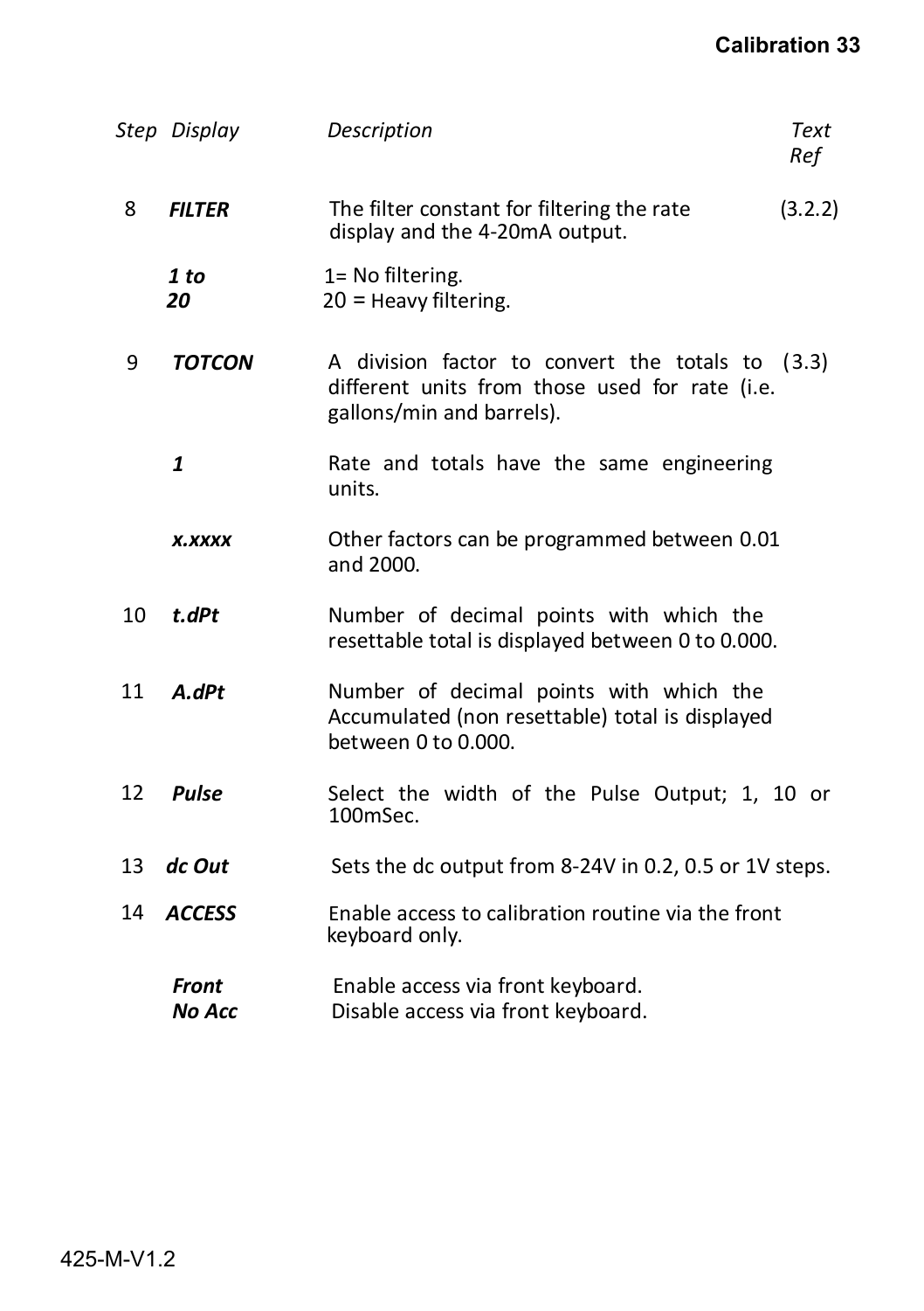| Step | Display | Description | Text Ref |
|---|---|---|---|
| 8 | ***FILTER*** | The filter constant for filtering the rate display and the 4-20mA output. | (3.2.2) |
| | ***1 to 20*** | 1= No filtering.<br>20 = Heavy filtering. | |
| 9 | ***TOTCON*** | A division factor to convert the totals to different units from those used for rate (i.e. gallons/min and barrels). | (3.3) |
| | ***1*** | Rate and totals have the same engineering units. | |
| | ***x.xxxx*** | Other factors can be programmed between 0.01 and 2000. | |
| 10 | ***t.dPt*** | Number of decimal points with which the resettable total is displayed between 0 to 0.000. | |
| 11 | ***A.dPt*** | Number of decimal points with which the Accumulated (non resettable) total is displayed between 0 to 0.000. | |
| 12 | ***Pulse*** | Select the width of the Pulse Output; 1, 10 or 100mSec. | |
| 13 | ***dc Out*** | Sets the dc output from 8-24V in 0.2, 0.5 or 1V steps. | |
| 14 | ***ACCESS*** | Enable access to calibration routine via the front keyboard only. | |
| | ***Front***<br>***No Acc*** | Enable access via front keyboard.<br>Disable access via front keyboard. | |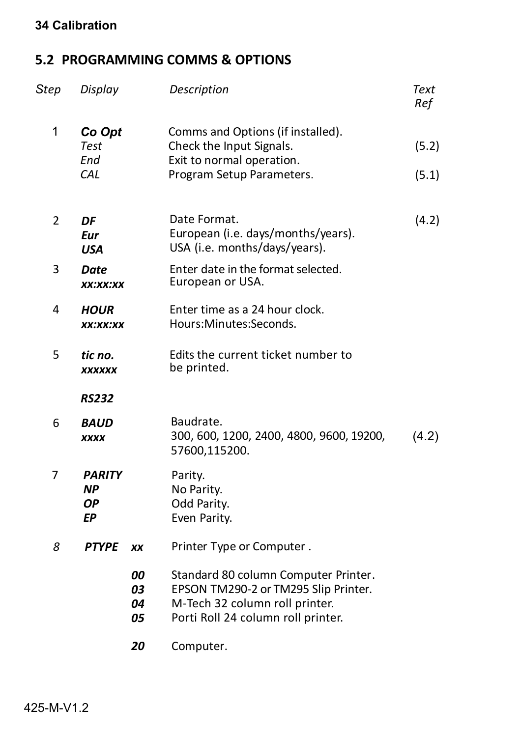## 5.2 PROGRAMMING COMMS & OPTIONS

| *Step* | *Display* | *Description* | *Text Ref* |
|---|---|---|---|
| 1 | ***Co Opt*** | Comms and Options (if installed). | |
| | *Test* | Check the Input Signals. | (5.2) |
| | *End* | Exit to normal operation. | |
| | *CAL* | Program Setup Parameters. | (5.1) |
| 2 | ***DF*** | Date Format. | (4.2) |
| | ***Eur*** | European (i.e. days/months/years). | |
| | ***USA*** | USA (i.e. months/days/years). | |
| 3 | ***Date*** | Enter date in the format selected. | |
| | ***xx:xx:xx*** | European or USA. | |
| 4 | ***HOUR*** | Enter time as a 24 hour clock. | |
| | ***xx:xx:xx*** | Hours:Minutes:Seconds. | |
| 5 | ***tic no.*** | Edits the current ticket number to | |
| | ***xxxxxx*** | be printed. | |
| | ***RS232*** | | |
| 6 | ***BAUD*** | Baudrate. | |
| | ***xxxx*** | 300, 600, 1200, 2400, 4800, 9600, 19200, 57600,115200. | (4.2) |
| 7 | ***PARITY*** | Parity. | |
| | ***NP*** | No Parity. | |
| | ***OP*** | Odd Parity. | |
| | ***EP*** | Even Parity. | |
| *8* | ***PTYPE xx*** | Printer Type or Computer . | |
| | ***00*** | Standard 80 column Computer Printer. | |
| | ***03*** | EPSON TM290-2 or TM295 Slip Printer. | |
| | ***04*** | M-Tech 32 column roll printer. | |
| | ***05*** | Porti Roll 24 column roll printer. | |
| | ***20*** | Computer. | |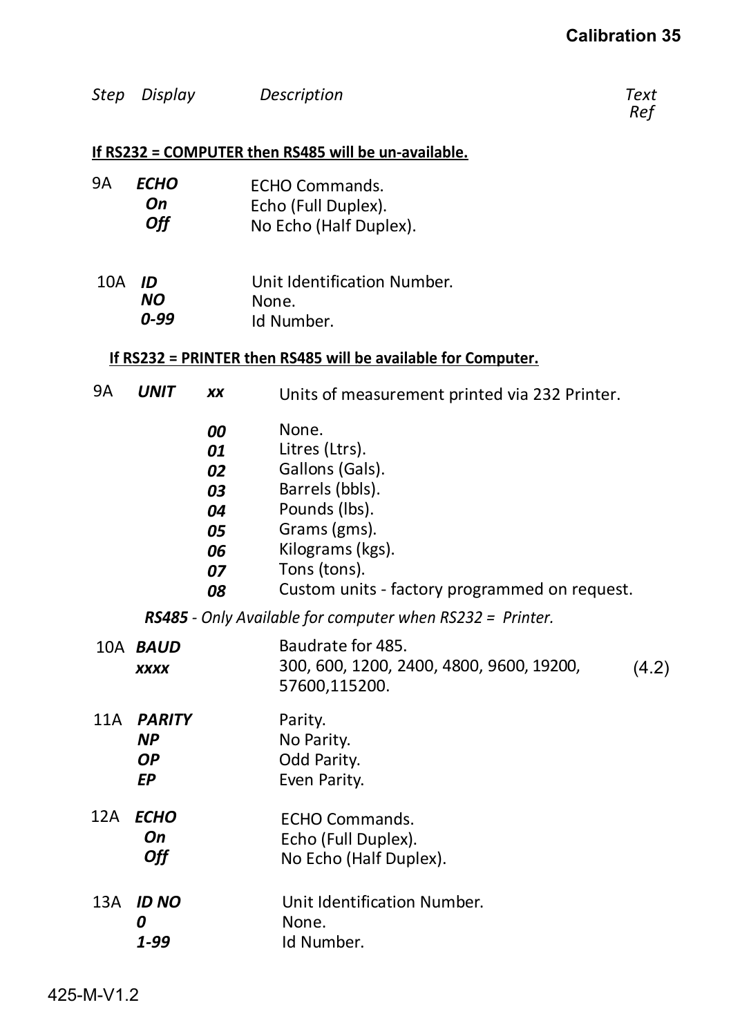| Step | Display | Description | Text Ref |
|---|---|---|---|

**If RS232 = COMPUTER then RS485 will be un-available.**

| Step | Display | Description | Text Ref |
|---|---|---|---|
| 9A | ***ECHO*** | ECHO Commands. | |
| | ***On*** | Echo (Full Duplex). | |
| | ***Off*** | No Echo (Half Duplex). | |
| 10A | ***ID*** | Unit Identification Number. | |
| | ***NO*** | None. | |
| | ***0-99*** | Id Number. | |

**If RS232 = PRINTER then RS485 will be available for Computer.**

| Step | Display | | Description | Text Ref |
|---|---|---|---|---|
| 9A | ***UNIT*** | ***xx*** | Units of measurement printed via 232 Printer. | |
| | | ***00*** | None. | |
| | | ***01*** | Litres (Ltrs). | |
| | | ***02*** | Gallons (Gals). | |
| | | ***03*** | Barrels (bbls). | |
| | | ***04*** | Pounds (lbs). | |
| | | ***05*** | Grams (gms). | |
| | | ***06*** | Kilograms (kgs). | |
| | | ***07*** | Tons (tons). | |
| | | ***08*** | Custom units - factory programmed on request. | |

***RS485** - Only Available for computer when RS232 = Printer.*

| Step | Display | Description | Text Ref |
|---|---|---|---|
| 10A | ***BAUD*** | Baudrate for 485. | |
| | ***xxxx*** | 300, 600, 1200, 2400, 4800, 9600, 19200, 57600,115200. | (4.2) |
| 11A | ***PARITY*** | Parity. | |
| | ***NP*** | No Parity. | |
| | ***OP*** | Odd Parity. | |
| | ***EP*** | Even Parity. | |
| 12A | ***ECHO*** | ECHO Commands. | |
| | ***On*** | Echo (Full Duplex). | |
| | ***Off*** | No Echo (Half Duplex). | |
| 13A | ***ID NO*** | Unit Identification Number. | |
| | ***0*** | None. | |
| | ***1-99*** | Id Number. | |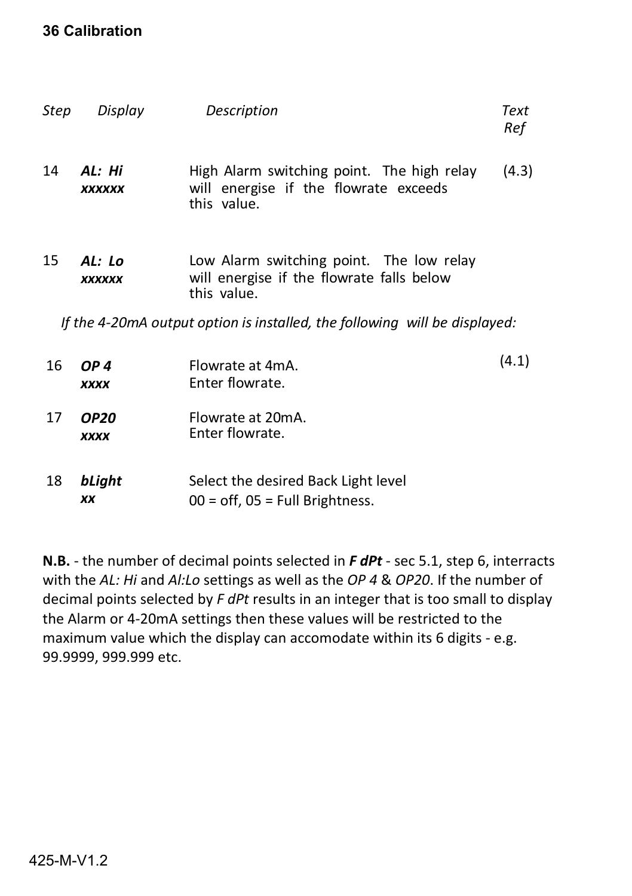| *Step* | *Display* | *Description* | *Text Ref* |
|---|---|---|---|
| 14 | ***AL: Hi*** ***xxxxxx*** | High Alarm switching point. The high relay will energise if the flowrate exceeds this value. | (4.3) |
| 15 | ***AL: Lo*** ***xxxxxx*** | Low Alarm switching point. The low relay will energise if the flowrate falls below this value. | |

*If the 4-20mA output option is installed, the following will be displayed:*

| *Step* | *Display* | *Description* | *Text Ref* |
|---|---|---|---|
| 16 | ***OP 4*** ***xxxx*** | Flowrate at 4mA. Enter flowrate. | (4.1) |
| 17 | ***OP20*** ***xxxx*** | Flowrate at 20mA. Enter flowrate. | |
| 18 | ***bLight*** ***xx*** | Select the desired Back Light level 00 = off, 05 = Full Brightness. | |

**N.B.** - the number of decimal points selected in ***F dPt*** - sec 5.1, step 6, interracts with the *AL: Hi* and *Al:Lo* settings as well as the *OP 4* & *OP20*. If the number of decimal points selected by *F dPt* results in an integer that is too small to display the Alarm or 4-20mA settings then these values will be restricted to the maximum value which the display can accomodate within its 6 digits - e.g. 99.9999, 999.999 etc.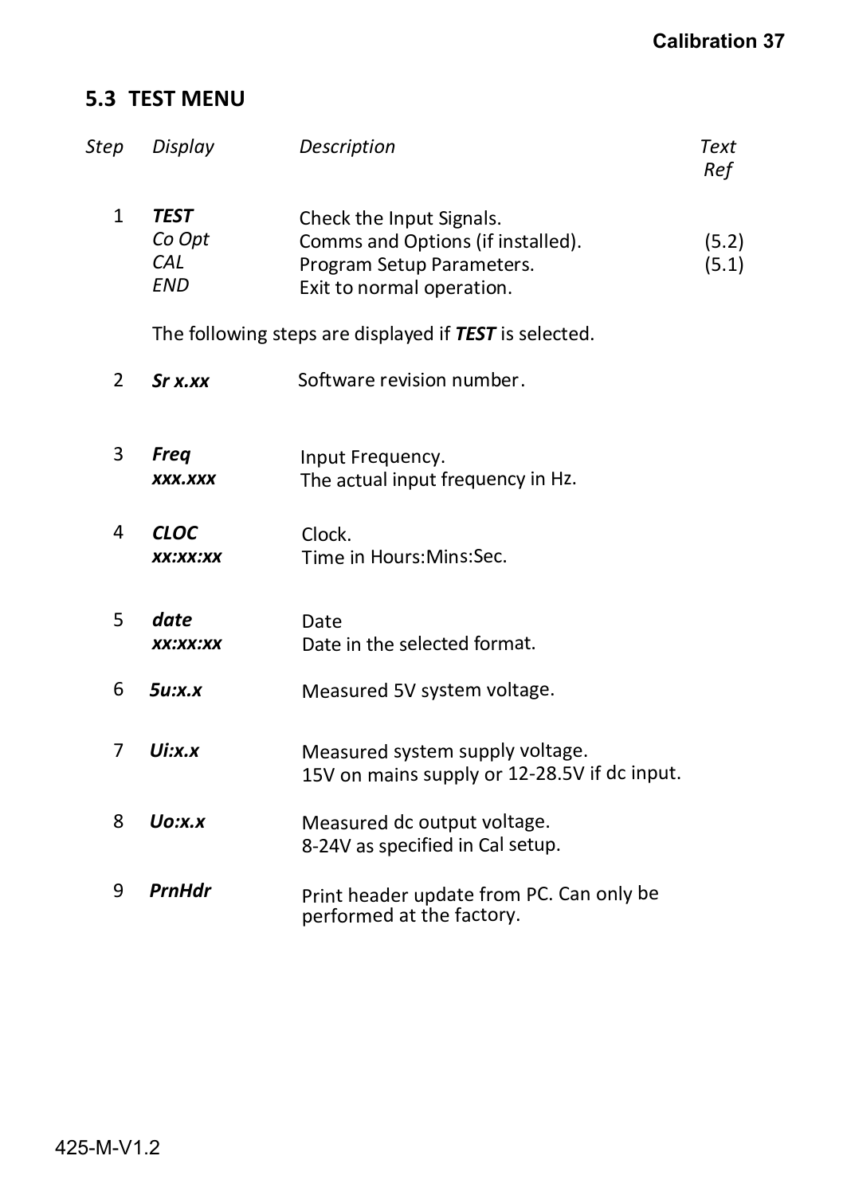## 5.3 TEST MENU

| *Step* | *Display* | *Description* | *Text Ref* |
|---|---|---|---|
| 1 | ***TEST*** | Check the Input Signals. | |
| | *Co Opt* | Comms and Options (if installed). | (5.2) |
| | *CAL* | Program Setup Parameters. | (5.1) |
| | *END* | Exit to normal operation. | |
| | The following steps are displayed if ***TEST*** is selected. | | |
| 2 | ***Sr x.xx*** | Software revision number. | |
| 3 | ***Freq*** ***xxx.xxx*** | Input Frequency. The actual input frequency in Hz. | |
| 4 | ***CLOC*** ***xx:xx:xx*** | Clock. Time in Hours:Mins:Sec. | |
| 5 | ***date*** ***xx:xx:xx*** | Date. Date in the selected format. | |
| 6 | ***5u:x.x*** | Measured 5V system voltage. | |
| 7 | ***Ui:x.x*** | Measured system supply voltage. 15V on mains supply or 12-28.5V if dc input. | |
| 8 | ***Uo:x.x*** | Measured dc output voltage. 8-24V as specified in Cal setup. | |
| 9 | ***PrnHdr*** | Print header update from PC. Can only be performed at the factory. | |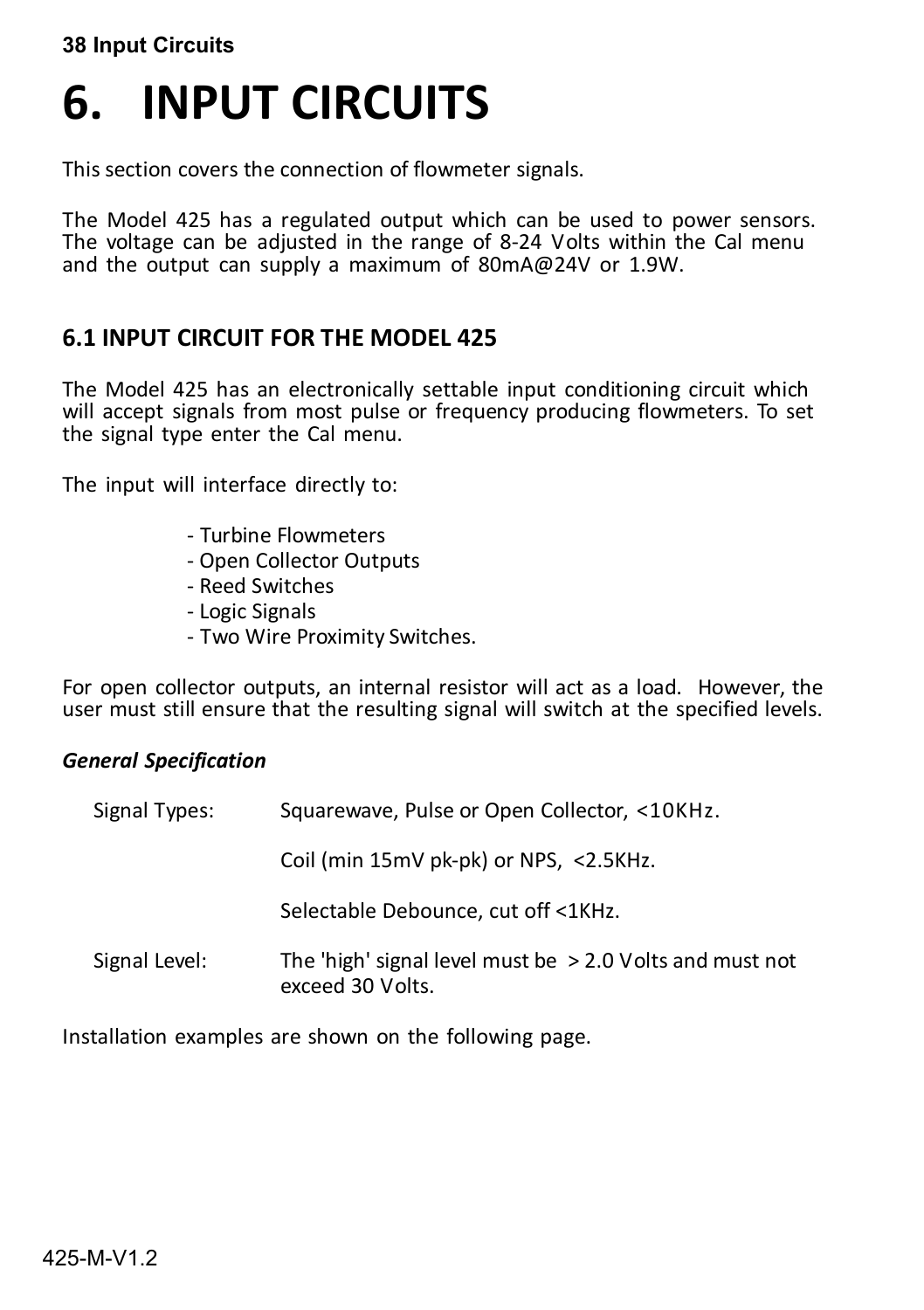# 6. INPUT CIRCUITS

This section covers the connection of flowmeter signals.

The Model 425 has a regulated output which can be used to power sensors. The voltage can be adjusted in the range of 8-24 Volts within the Cal menu and the output can supply a maximum of 80mA@24V or 1.9W.

## 6.1 INPUT CIRCUIT FOR THE MODEL 425

The Model 425 has an electronically settable input conditioning circuit which will accept signals from most pulse or frequency producing flowmeters. To set the signal type enter the Cal menu.

The input will interface directly to:

- Turbine Flowmeters
- Open Collector Outputs
- Reed Switches
- Logic Signals
- Two Wire Proximity Switches.

For open collector outputs, an internal resistor will act as a load. However, the user must still ensure that the resulting signal will switch at the specified levels.

***General Specification***

| | |
|---|---|
| Signal Types: | Squarewave, Pulse or Open Collector, <10KHz. |
| | Coil (min 15mV pk-pk) or NPS, <2.5KHz. |
| | Selectable Debounce, cut off <1KHz. |
| Signal Level: | The 'high' signal level must be > 2.0 Volts and must not exceed 30 Volts. |

Installation examples are shown on the following page.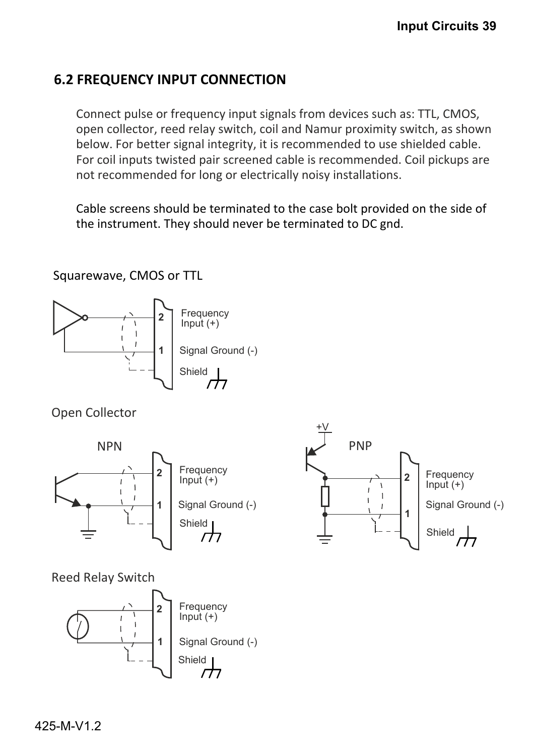## 6.2 FREQUENCY INPUT CONNECTION

Connect pulse or frequency input signals from devices such as: TTL, CMOS, open collector, reed relay switch, coil and Namur proximity switch, as shown below. For better signal integrity, it is recommended to use shielded cable. For coil inputs twisted pair screened cable is recommended. Coil pickups are not recommended for long or electrically noisy installations.

Cable screens should be terminated to the case bolt provided on the side of the instrument. They should never be terminated to DC gnd.

Squarewave, CMOS or TTL

2 Frequency Input (+)
1 Signal Ground (-)
Shield

Open Collector

NPN

2 Frequency Input (+)
1 Signal Ground (-)
Shield

PNP

+V

2 Frequency Input (+)
1 Signal Ground (-)
Shield

Reed Relay Switch

2 Frequency Input (+)
1 Signal Ground (-)
Shield

425-M-V1.2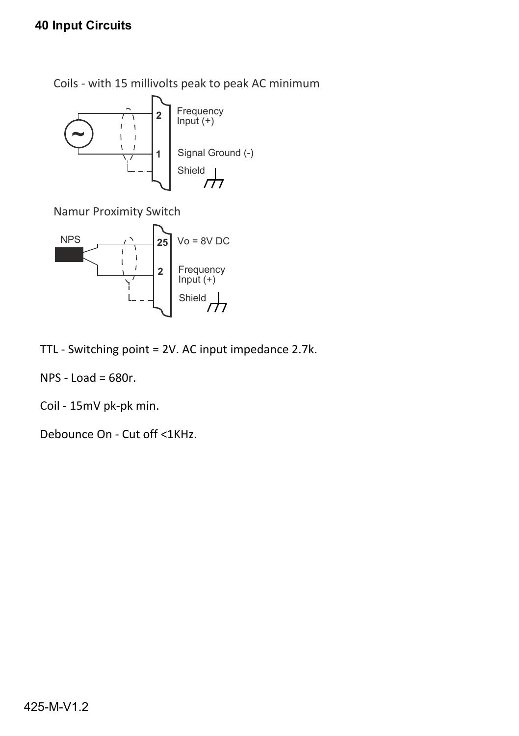## 40 Input Circuits

Coils - with 15 millivolts peak to peak AC minimum

2 Frequency Input (+)

1 Signal Ground (-)

Shield

Namur Proximity Switch

NPS

25 Vo = 8V DC

2 Frequency Input (+)

Shield

TTL - Switching point = 2V. AC input impedance 2.7k.

NPS - Load = 680r.

Coil - 15mV pk-pk min.

Debounce On - Cut off <1KHz.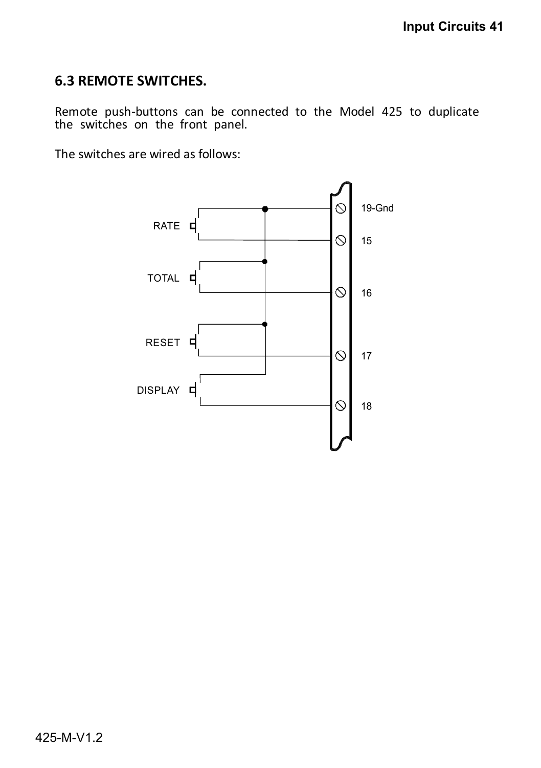## 6.3 REMOTE SWITCHES.

Remote push-buttons can be connected to the Model 425 to duplicate the switches on the front panel.

The switches are wired as follows: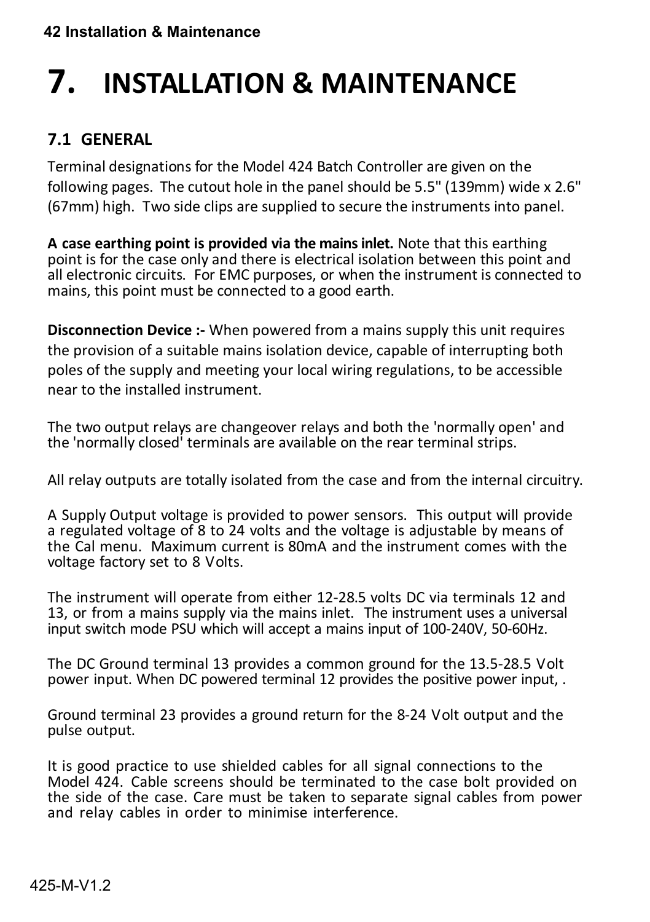# 7. INSTALLATION & MAINTENANCE

## 7.1 GENERAL

Terminal designations for the Model 424 Batch Controller are given on the following pages. The cutout hole in the panel should be 5.5" (139mm) wide x 2.6" (67mm) high. Two side clips are supplied to secure the instruments into panel.

**A case earthing point is provided via the mains inlet.** Note that this earthing point is for the case only and there is electrical isolation between this point and all electronic circuits. For EMC purposes, or when the instrument is connected to mains, this point must be connected to a good earth.

**Disconnection Device :-** When powered from a mains supply this unit requires the provision of a suitable mains isolation device, capable of interrupting both poles of the supply and meeting your local wiring regulations, to be accessible near to the installed instrument.

The two output relays are changeover relays and both the 'normally open' and the 'normally closed' terminals are available on the rear terminal strips.

All relay outputs are totally isolated from the case and from the internal circuitry.

A Supply Output voltage is provided to power sensors. This output will provide a regulated voltage of 8 to 24 volts and the voltage is adjustable by means of the Cal menu. Maximum current is 80mA and the instrument comes with the voltage factory set to 8 Volts.

The instrument will operate from either 12-28.5 volts DC via terminals 12 and 13, or from a mains supply via the mains inlet. The instrument uses a universal input switch mode PSU which will accept a mains input of 100-240V, 50-60Hz.

The DC Ground terminal 13 provides a common ground for the 13.5-28.5 Volt power input. When DC powered terminal 12 provides the positive power input, .

Ground terminal 23 provides a ground return for the 8-24 Volt output and the pulse output.

It is good practice to use shielded cables for all signal connections to the Model 424. Cable screens should be terminated to the case bolt provided on the side of the case. Care must be taken to separate signal cables from power and relay cables in order to minimise interference.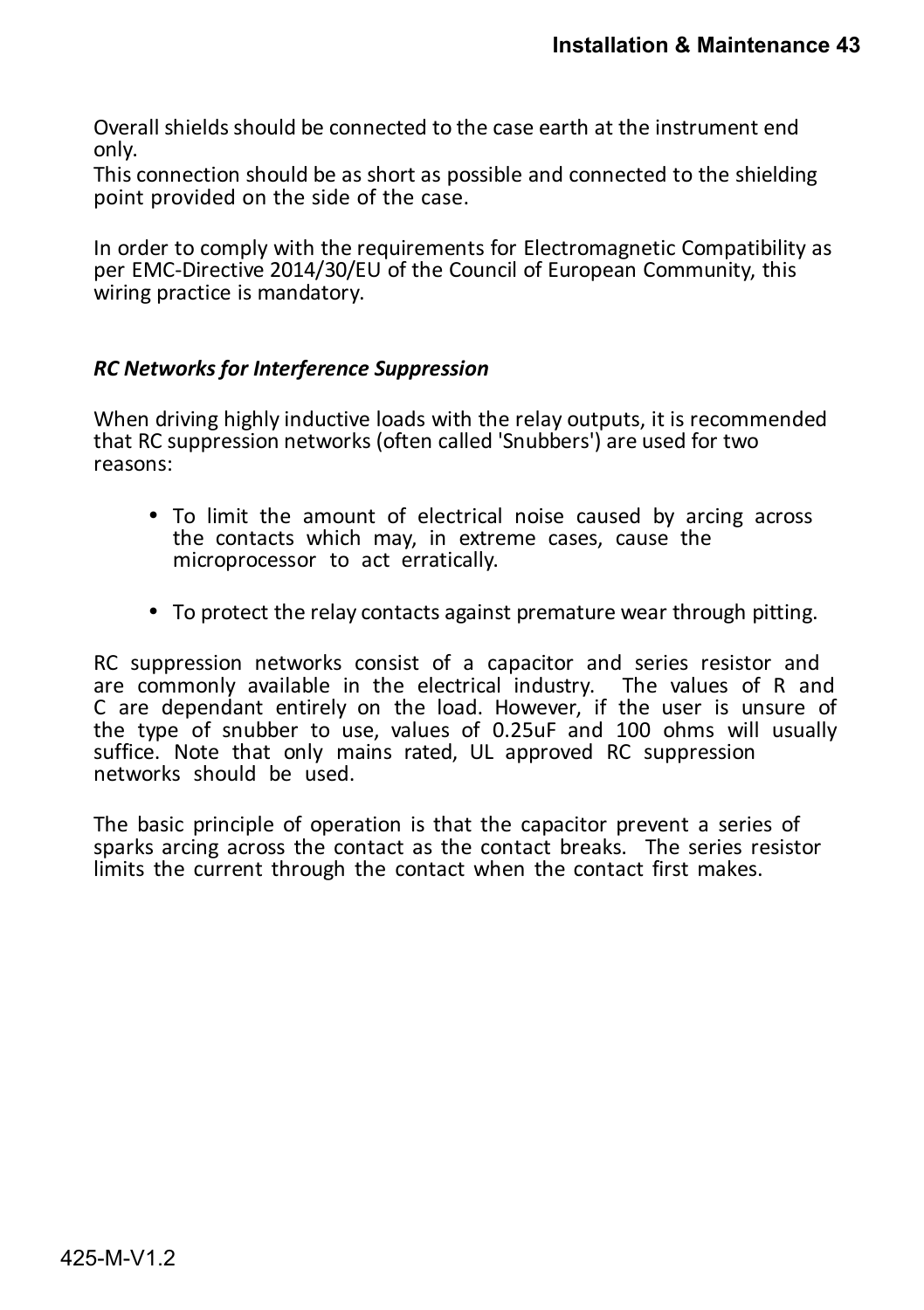Overall shields should be connected to the case earth at the instrument end only.
This connection should be as short as possible and connected to the shielding point provided on the side of the case.

In order to comply with the requirements for Electromagnetic Compatibility as per EMC-Directive 2014/30/EU of the Council of European Community, this wiring practice is mandatory.

### *RC Networks for Interference Suppression*

When driving highly inductive loads with the relay outputs, it is recommended that RC suppression networks (often called 'Snubbers') are used for two reasons:

- To limit the amount of electrical noise caused by arcing across the contacts which may, in extreme cases, cause the microprocessor to act erratically.
- To protect the relay contacts against premature wear through pitting.

RC suppression networks consist of a capacitor and series resistor and are commonly available in the electrical industry. The values of R and C are dependant entirely on the load. However, if the user is unsure of the type of snubber to use, values of 0.25uF and 100 ohms will usually suffice. Note that only mains rated, UL approved RC suppression networks should be used.

The basic principle of operation is that the capacitor prevent a series of sparks arcing across the contact as the contact breaks. The series resistor limits the current through the contact when the contact first makes.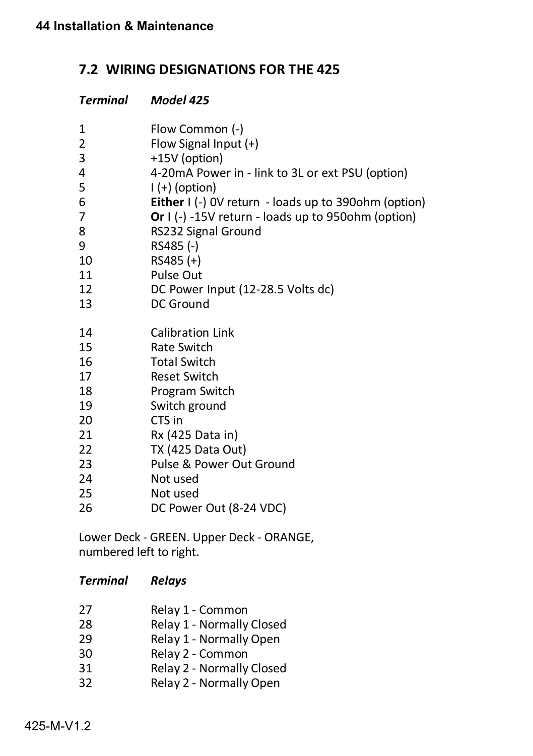## 7.2 WIRING DESIGNATIONS FOR THE 425

| *Terminal* | *Model 425* |
|---|---|
| 1 | Flow Common (-) |
| 2 | Flow Signal Input (+) |
| 3 | +15V (option) |
| 4 | 4-20mA Power in - link to 3L or ext PSU (option) |
| 5 | I (+) (option) |
| 6 | **Either** I (-) 0V return - loads up to 390ohm (option) |
| 7 | **Or** I (-) -15V return - loads up to 950ohm (option) |
| 8 | RS232 Signal Ground |
| 9 | RS485 (-) |
| 10 | RS485 (+) |
| 11 | Pulse Out |
| 12 | DC Power Input (12-28.5 Volts dc) |
| 13 | DC Ground |
| 14 | Calibration Link |
| 15 | Rate Switch |
| 16 | Total Switch |
| 17 | Reset Switch |
| 18 | Program Switch |
| 19 | Switch ground |
| 20 | CTS in |
| 21 | Rx (425 Data in) |
| 22 | TX (425 Data Out) |
| 23 | Pulse & Power Out Ground |
| 24 | Not used |
| 25 | Not used |
| 26 | DC Power Out (8-24 VDC) |

Lower Deck - GREEN. Upper Deck - ORANGE, numbered left to right.

| *Terminal* | *Relays* |
|---|---|
| 27 | Relay 1 - Common |
| 28 | Relay 1 - Normally Closed |
| 29 | Relay 1 - Normally Open |
| 30 | Relay 2 - Common |
| 31 | Relay 2 - Normally Closed |
| 32 | Relay 2 - Normally Open |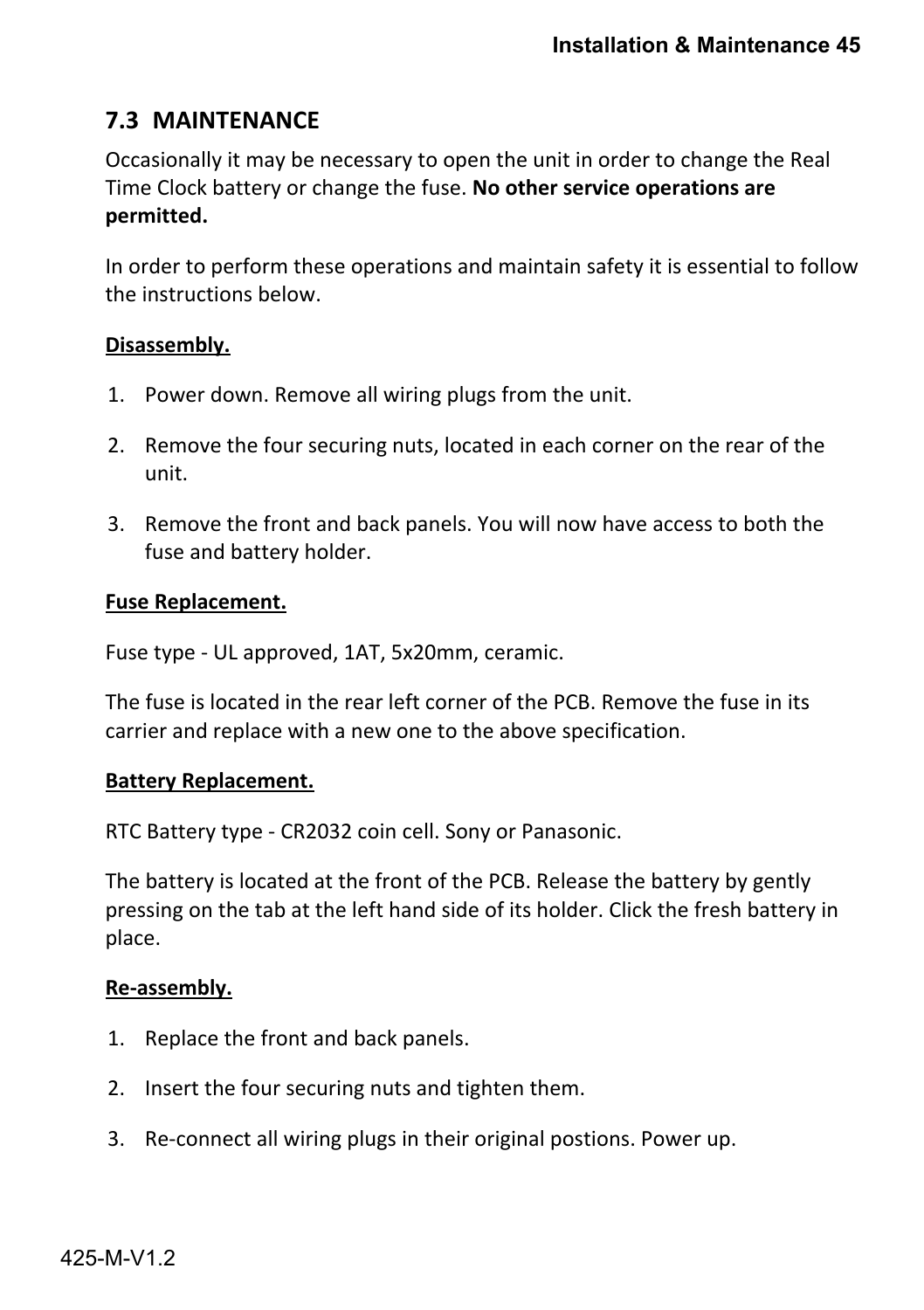## 7.3 MAINTENANCE

Occasionally it may be necessary to open the unit in order to change the Real Time Clock battery or change the fuse. **No other service operations are permitted.**

In order to perform these operations and maintain safety it is essential to follow the instructions below.

**Disassembly.**

1. Power down. Remove all wiring plugs from the unit.
2. Remove the four securing nuts, located in each corner on the rear of the unit.
3. Remove the front and back panels. You will now have access to both the fuse and battery holder.

**Fuse Replacement.**

Fuse type - UL approved, 1AT, 5x20mm, ceramic.

The fuse is located in the rear left corner of the PCB. Remove the fuse in its carrier and replace with a new one to the above specification.

**Battery Replacement.**

RTC Battery type - CR2032 coin cell. Sony or Panasonic.

The battery is located at the front of the PCB. Release the battery by gently pressing on the tab at the left hand side of its holder. Click the fresh battery in place.

**Re-assembly.**

1. Replace the front and back panels.
2. Insert the four securing nuts and tighten them.
3. Re-connect all wiring plugs in their original postions. Power up.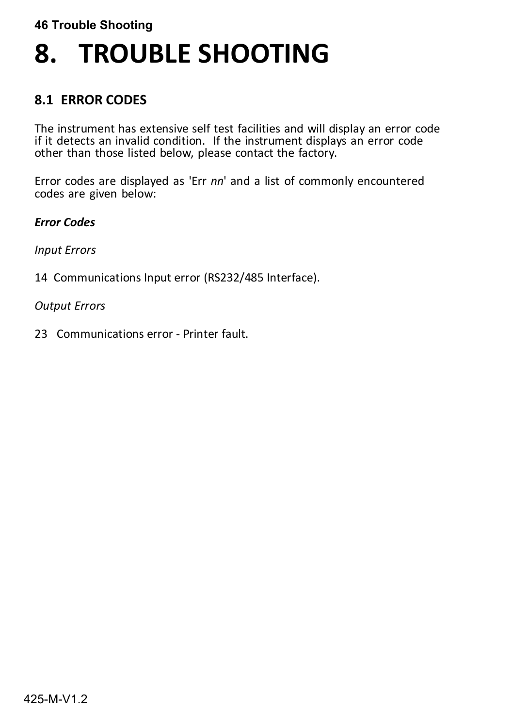# 8. TROUBLE SHOOTING

## 8.1 ERROR CODES

The instrument has extensive self test facilities and will display an error code if it detects an invalid condition. If the instrument displays an error code other than those listed below, please contact the factory.

Error codes are displayed as 'Err *nn*' and a list of commonly encountered codes are given below:

***Error Codes***

*Input Errors*

14 Communications Input error (RS232/485 Interface).

*Output Errors*

23 Communications error - Printer fault.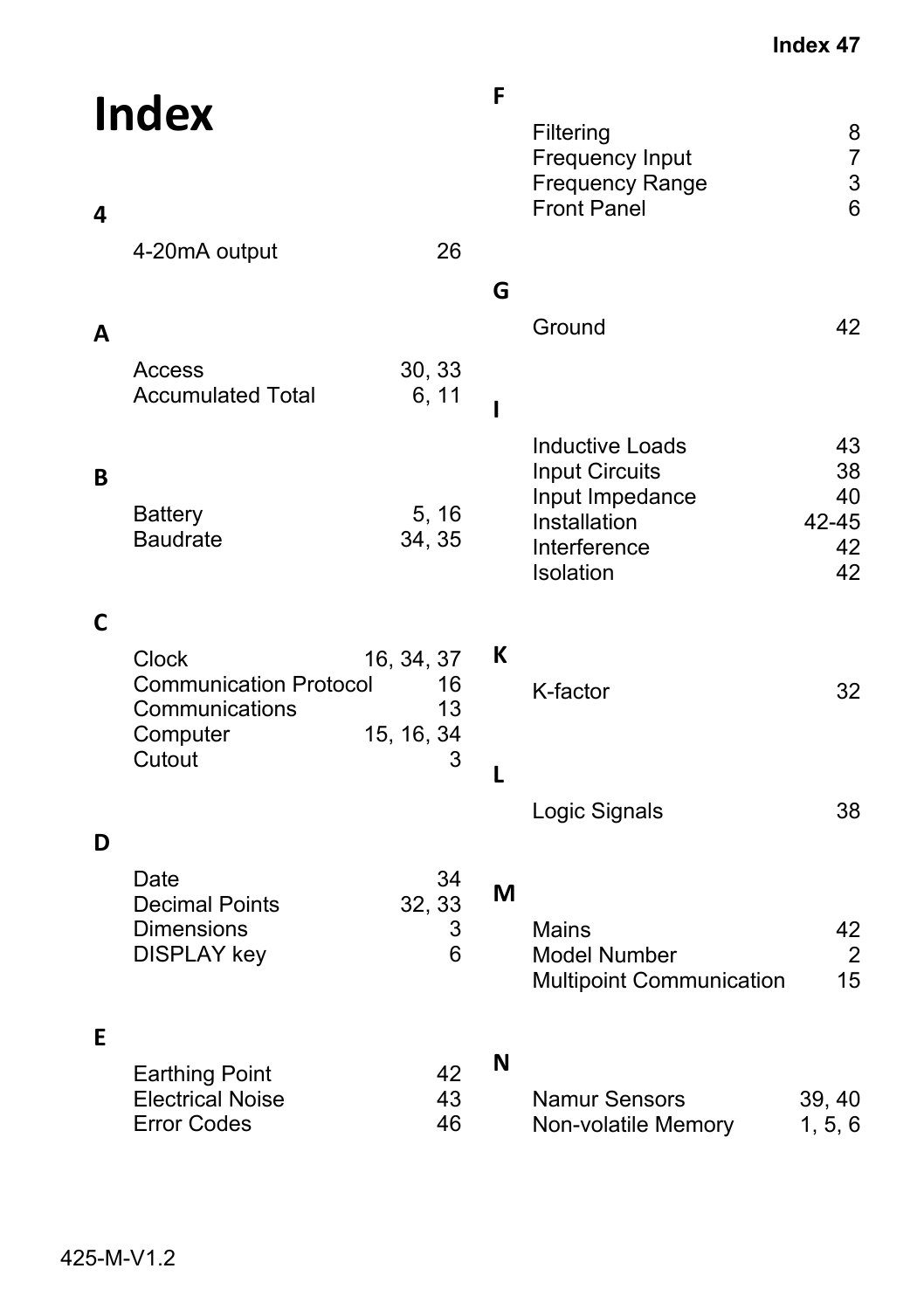# Index

## 4

| | |
|---|---|
| 4-20mA output | 26 |

## A

| | |
|---|---|
| Access | 30, 33 |
| Accumulated Total | 6, 11 |

## B

| | |
|---|---|
| Battery | 5, 16 |
| Baudrate | 34, 35 |

## C

| | |
|---|---|
| Clock | 16, 34, 37 |
| Communication Protocol | 16 |
| Communications | 13 |
| Computer | 15, 16, 34 |
| Cutout | 3 |

## D

| | |
|---|---|
| Date | 34 |
| Decimal Points | 32, 33 |
| Dimensions | 3 |
| DISPLAY key | 6 |

## E

| | |
|---|---|
| Earthing Point | 42 |
| Electrical Noise | 43 |
| Error Codes | 46 |

## F

| | |
|---|---|
| Filtering | 8 |
| Frequency Input | 7 |
| Frequency Range | 3 |
| Front Panel | 6 |

## G

| | |
|---|---|
| Ground | 42 |

## I

| | |
|---|---|
| Inductive Loads | 43 |
| Input Circuits | 38 |
| Input Impedance | 40 |
| Installation | 42-45 |
| Interference | 42 |
| Isolation | 42 |

## K

| | |
|---|---|
| K-factor | 32 |

## L

| | |
|---|---|
| Logic Signals | 38 |

## M

| | |
|---|---|
| Mains | 42 |
| Model Number | 2 |
| Multipoint Communication | 15 |

## N

| | |
|---|---|
| Namur Sensors | 39, 40 |
| Non-volatile Memory | 1, 5, 6 |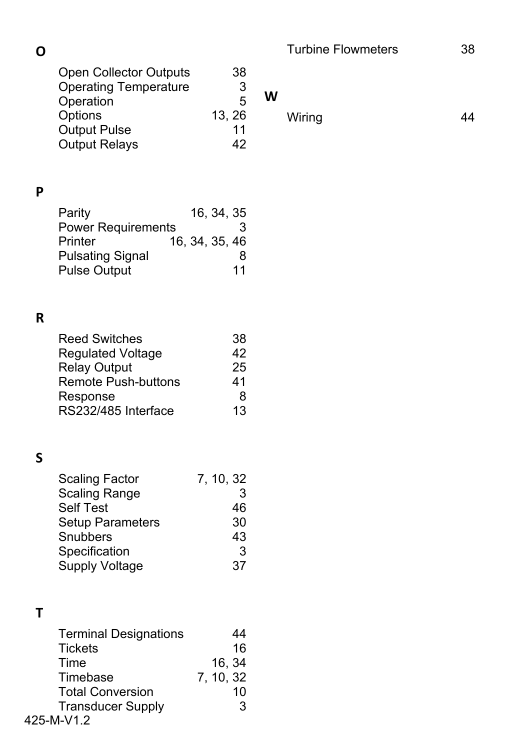## O

| | |
|---|---|
| Open Collector Outputs | 38 |
| Operating Temperature | 3 |
| Operation | 5 |
| Options | 13, 26 |
| Output Pulse | 11 |
| Output Relays | 42 |

## P

| | |
|---|---|
| Parity | 16, 34, 35 |
| Power Requirements | 3 |
| Printer | 16, 34, 35, 46 |
| Pulsating Signal | 8 |
| Pulse Output | 11 |

## R

| | |
|---|---|
| Reed Switches | 38 |
| Regulated Voltage | 42 |
| Relay Output | 25 |
| Remote Push-buttons | 41 |
| Response | 8 |
| RS232/485 Interface | 13 |

## S

| | |
|---|---|
| Scaling Factor | 7, 10, 32 |
| Scaling Range | 3 |
| Self Test | 46 |
| Setup Parameters | 30 |
| Snubbers | 43 |
| Specification | 3 |
| Supply Voltage | 37 |

## T

| | |
|---|---|
| Terminal Designations | 44 |
| Tickets | 16 |
| Time | 16, 34 |
| Timebase | 7, 10, 32 |
| Total Conversion | 10 |
| Transducer Supply | 3 |
| Turbine Flowmeters | 38 |

## W

| | |
|---|---|
| Wiring | 44 |

425-M-V1.2